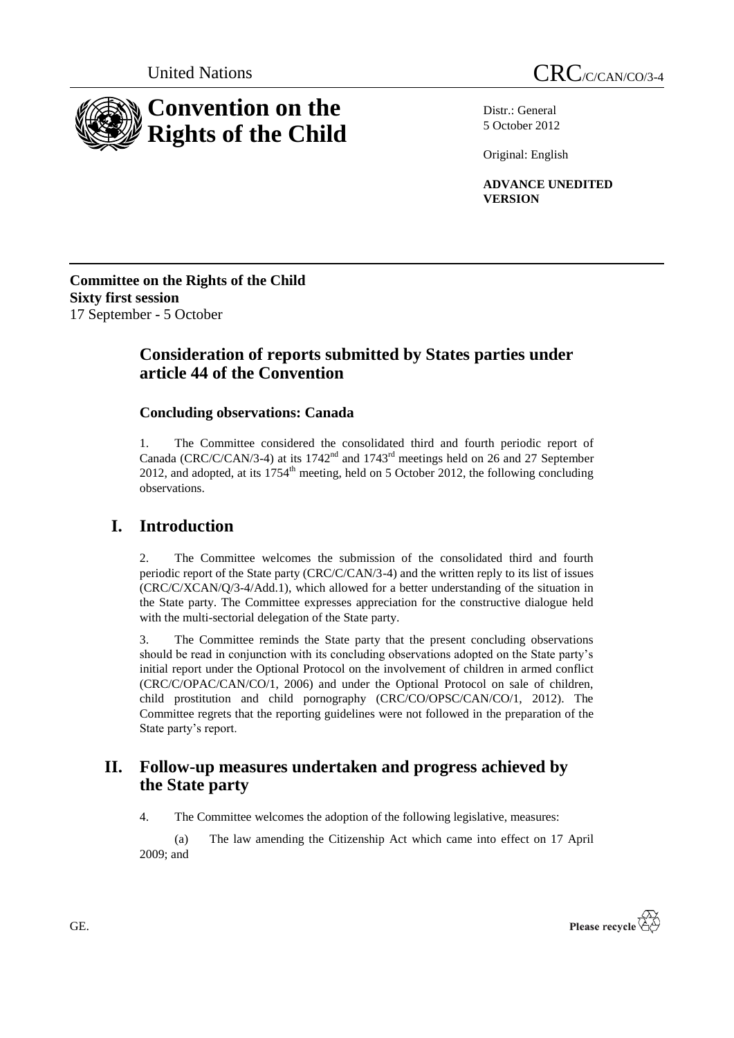United Nations

# CRC/C/CAN/CO/3-4

# Convention on the Rights of the Child

Distr.: General
5 October 2012

Original: English

**ADVANCE UNEDITED VERSION**

**Committee on the Rights of the Child**
**Sixty first session**
17 September - 5 October

## Consideration of reports submitted by States parties under article 44 of the Convention

### Concluding observations: Canada

1. The Committee considered the consolidated third and fourth periodic report of Canada (CRC/C/CAN/3-4) at its 1742nd and 1743rd meetings held on 26 and 27 September 2012, and adopted, at its 1754th meeting, held on 5 October 2012, the following concluding observations.

## I. Introduction

2. The Committee welcomes the submission of the consolidated third and fourth periodic report of the State party (CRC/C/CAN/3-4) and the written reply to its list of issues (CRC/C/XCAN/Q/3-4/Add.1), which allowed for a better understanding of the situation in the State party. The Committee expresses appreciation for the constructive dialogue held with the multi-sectorial delegation of the State party.

3. The Committee reminds the State party that the present concluding observations should be read in conjunction with its concluding observations adopted on the State party's initial report under the Optional Protocol on the involvement of children in armed conflict (CRC/C/OPAC/CAN/CO/1, 2006) and under the Optional Protocol on sale of children, child prostitution and child pornography (CRC/CO/OPSC/CAN/CO/1, 2012). The Committee regrets that the reporting guidelines were not followed in the preparation of the State party's report.

## II. Follow-up measures undertaken and progress achieved by the State party

4. The Committee welcomes the adoption of the following legislative, measures:

(a) The law amending the Citizenship Act which came into effect on 17 April 2009; and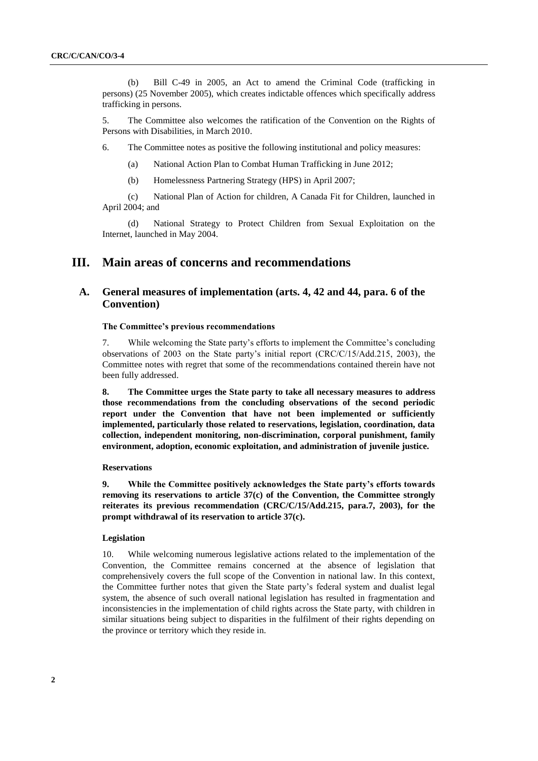(b) Bill C-49 in 2005, an Act to amend the Criminal Code (trafficking in persons) (25 November 2005), which creates indictable offences which specifically address trafficking in persons.

5. The Committee also welcomes the ratification of the Convention on the Rights of Persons with Disabilities, in March 2010.

6. The Committee notes as positive the following institutional and policy measures:

(a) National Action Plan to Combat Human Trafficking in June 2012;

(b) Homelessness Partnering Strategy (HPS) in April 2007;

(c) National Plan of Action for children, A Canada Fit for Children, launched in April 2004; and

(d) National Strategy to Protect Children from Sexual Exploitation on the Internet, launched in May 2004.

# III. Main areas of concerns and recommendations

## A. General measures of implementation (arts. 4, 42 and 44, para. 6 of the Convention)

### The Committee's previous recommendations

7. While welcoming the State party's efforts to implement the Committee's concluding observations of 2003 on the State party's initial report (CRC/C/15/Add.215, 2003), the Committee notes with regret that some of the recommendations contained therein have not been fully addressed.

**8. The Committee urges the State party to take all necessary measures to address those recommendations from the concluding observations of the second periodic report under the Convention that have not been implemented or sufficiently implemented, particularly those related to reservations, legislation, coordination, data collection, independent monitoring, non-discrimination, corporal punishment, family environment, adoption, economic exploitation, and administration of juvenile justice.**

### Reservations

**9. While the Committee positively acknowledges the State party's efforts towards removing its reservations to article 37(c) of the Convention, the Committee strongly reiterates its previous recommendation (CRC/C/15/Add.215, para.7, 2003), for the prompt withdrawal of its reservation to article 37(c).**

### Legislation

10. While welcoming numerous legislative actions related to the implementation of the Convention, the Committee remains concerned at the absence of legislation that comprehensively covers the full scope of the Convention in national law. In this context, the Committee further notes that given the State party's federal system and dualist legal system, the absence of such overall national legislation has resulted in fragmentation and inconsistencies in the implementation of child rights across the State party, with children in similar situations being subject to disparities in the fulfilment of their rights depending on the province or territory which they reside in.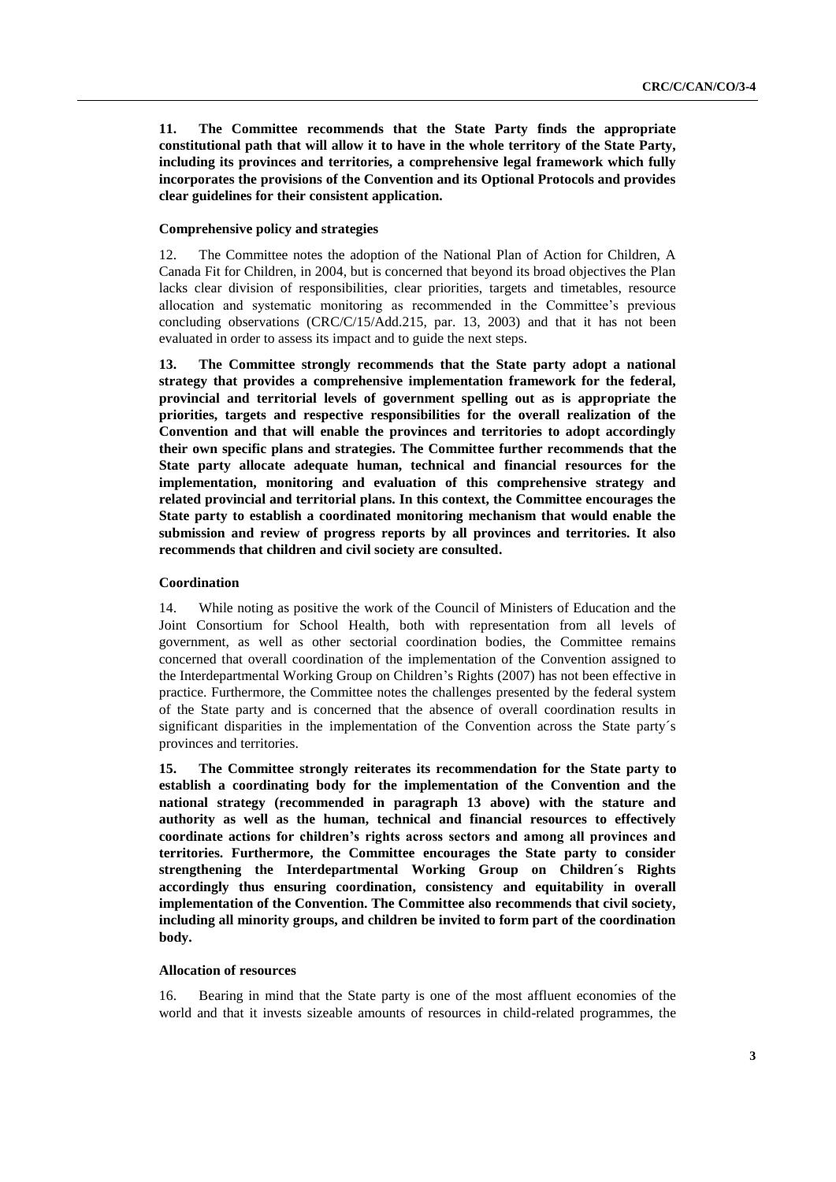**11. The Committee recommends that the State Party finds the appropriate constitutional path that will allow it to have in the whole territory of the State Party, including its provinces and territories, a comprehensive legal framework which fully incorporates the provisions of the Convention and its Optional Protocols and provides clear guidelines for their consistent application.**

#### Comprehensive policy and strategies

12. The Committee notes the adoption of the National Plan of Action for Children, A Canada Fit for Children, in 2004, but is concerned that beyond its broad objectives the Plan lacks clear division of responsibilities, clear priorities, targets and timetables, resource allocation and systematic monitoring as recommended in the Committee's previous concluding observations (CRC/C/15/Add.215, par. 13, 2003) and that it has not been evaluated in order to assess its impact and to guide the next steps.

**13. The Committee strongly recommends that the State party adopt a national strategy that provides a comprehensive implementation framework for the federal, provincial and territorial levels of government spelling out as is appropriate the priorities, targets and respective responsibilities for the overall realization of the Convention and that will enable the provinces and territories to adopt accordingly their own specific plans and strategies. The Committee further recommends that the State party allocate adequate human, technical and financial resources for the implementation, monitoring and evaluation of this comprehensive strategy and related provincial and territorial plans. In this context, the Committee encourages the State party to establish a coordinated monitoring mechanism that would enable the submission and review of progress reports by all provinces and territories. It also recommends that children and civil society are consulted.**

#### Coordination

14. While noting as positive the work of the Council of Ministers of Education and the Joint Consortium for School Health, both with representation from all levels of government, as well as other sectorial coordination bodies, the Committee remains concerned that overall coordination of the implementation of the Convention assigned to the Interdepartmental Working Group on Children's Rights (2007) has not been effective in practice. Furthermore, the Committee notes the challenges presented by the federal system of the State party and is concerned that the absence of overall coordination results in significant disparities in the implementation of the Convention across the State party´s provinces and territories.

**15. The Committee strongly reiterates its recommendation for the State party to establish a coordinating body for the implementation of the Convention and the national strategy (recommended in paragraph 13 above) with the stature and authority as well as the human, technical and financial resources to effectively coordinate actions for children's rights across sectors and among all provinces and territories. Furthermore, the Committee encourages the State party to consider strengthening the Interdepartmental Working Group on Children´s Rights accordingly thus ensuring coordination, consistency and equitability in overall implementation of the Convention. The Committee also recommends that civil society, including all minority groups, and children be invited to form part of the coordination body.**

#### Allocation of resources

16. Bearing in mind that the State party is one of the most affluent economies of the world and that it invests sizeable amounts of resources in child-related programmes, the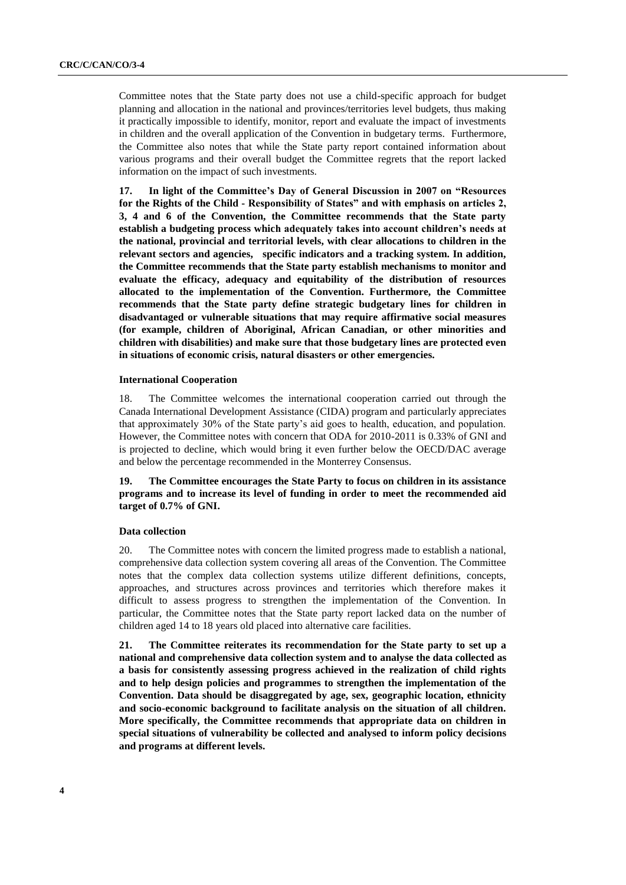Committee notes that the State party does not use a child-specific approach for budget planning and allocation in the national and provinces/territories level budgets, thus making it practically impossible to identify, monitor, report and evaluate the impact of investments in children and the overall application of the Convention in budgetary terms. Furthermore, the Committee also notes that while the State party report contained information about various programs and their overall budget the Committee regrets that the report lacked information on the impact of such investments.

**17. In light of the Committee's Day of General Discussion in 2007 on "Resources for the Rights of the Child - Responsibility of States" and with emphasis on articles 2, 3, 4 and 6 of the Convention, the Committee recommends that the State party establish a budgeting process which adequately takes into account children's needs at the national, provincial and territorial levels, with clear allocations to children in the relevant sectors and agencies, specific indicators and a tracking system. In addition, the Committee recommends that the State party establish mechanisms to monitor and evaluate the efficacy, adequacy and equitability of the distribution of resources allocated to the implementation of the Convention. Furthermore, the Committee recommends that the State party define strategic budgetary lines for children in disadvantaged or vulnerable situations that may require affirmative social measures (for example, children of Aboriginal, African Canadian, or other minorities and children with disabilities) and make sure that those budgetary lines are protected even in situations of economic crisis, natural disasters or other emergencies.**

#### International Cooperation

18. The Committee welcomes the international cooperation carried out through the Canada International Development Assistance (CIDA) program and particularly appreciates that approximately 30% of the State party's aid goes to health, education, and population. However, the Committee notes with concern that ODA for 2010-2011 is 0.33% of GNI and is projected to decline, which would bring it even further below the OECD/DAC average and below the percentage recommended in the Monterrey Consensus.

**19. The Committee encourages the State Party to focus on children in its assistance programs and to increase its level of funding in order to meet the recommended aid target of 0.7% of GNI.**

#### Data collection

20. The Committee notes with concern the limited progress made to establish a national, comprehensive data collection system covering all areas of the Convention. The Committee notes that the complex data collection systems utilize different definitions, concepts, approaches, and structures across provinces and territories which therefore makes it difficult to assess progress to strengthen the implementation of the Convention. In particular, the Committee notes that the State party report lacked data on the number of children aged 14 to 18 years old placed into alternative care facilities.

**21. The Committee reiterates its recommendation for the State party to set up a national and comprehensive data collection system and to analyse the data collected as a basis for consistently assessing progress achieved in the realization of child rights and to help design policies and programmes to strengthen the implementation of the Convention. Data should be disaggregated by age, sex, geographic location, ethnicity and socio-economic background to facilitate analysis on the situation of all children. More specifically, the Committee recommends that appropriate data on children in special situations of vulnerability be collected and analysed to inform policy decisions and programs at different levels.**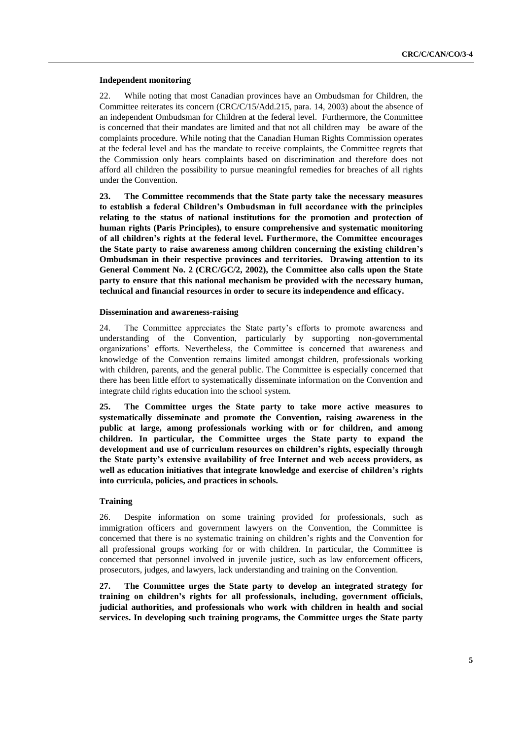### Independent monitoring

22. While noting that most Canadian provinces have an Ombudsman for Children, the Committee reiterates its concern (CRC/C/15/Add.215, para. 14, 2003) about the absence of an independent Ombudsman for Children at the federal level. Furthermore, the Committee is concerned that their mandates are limited and that not all children may be aware of the complaints procedure. While noting that the Canadian Human Rights Commission operates at the federal level and has the mandate to receive complaints, the Committee regrets that the Commission only hears complaints based on discrimination and therefore does not afford all children the possibility to pursue meaningful remedies for breaches of all rights under the Convention.

**23. The Committee recommends that the State party take the necessary measures to establish a federal Children's Ombudsman in full accordance with the principles relating to the status of national institutions for the promotion and protection of human rights (Paris Principles), to ensure comprehensive and systematic monitoring of all children's rights at the federal level. Furthermore, the Committee encourages the State party to raise awareness among children concerning the existing children's Ombudsman in their respective provinces and territories. Drawing attention to its General Comment No. 2 (CRC/GC/2, 2002), the Committee also calls upon the State party to ensure that this national mechanism be provided with the necessary human, technical and financial resources in order to secure its independence and efficacy.**

### Dissemination and awareness-raising

24. The Committee appreciates the State party's efforts to promote awareness and understanding of the Convention, particularly by supporting non-governmental organizations' efforts. Nevertheless, the Committee is concerned that awareness and knowledge of the Convention remains limited amongst children, professionals working with children, parents, and the general public. The Committee is especially concerned that there has been little effort to systematically disseminate information on the Convention and integrate child rights education into the school system.

**25. The Committee urges the State party to take more active measures to systematically disseminate and promote the Convention, raising awareness in the public at large, among professionals working with or for children, and among children. In particular, the Committee urges the State party to expand the development and use of curriculum resources on children's rights, especially through the State party's extensive availability of free Internet and web access providers, as well as education initiatives that integrate knowledge and exercise of children's rights into curricula, policies, and practices in schools.**

### Training

26. Despite information on some training provided for professionals, such as immigration officers and government lawyers on the Convention, the Committee is concerned that there is no systematic training on children's rights and the Convention for all professional groups working for or with children. In particular, the Committee is concerned that personnel involved in juvenile justice, such as law enforcement officers, prosecutors, judges, and lawyers, lack understanding and training on the Convention.

**27. The Committee urges the State party to develop an integrated strategy for training on children's rights for all professionals, including, government officials, judicial authorities, and professionals who work with children in health and social services. In developing such training programs, the Committee urges the State party**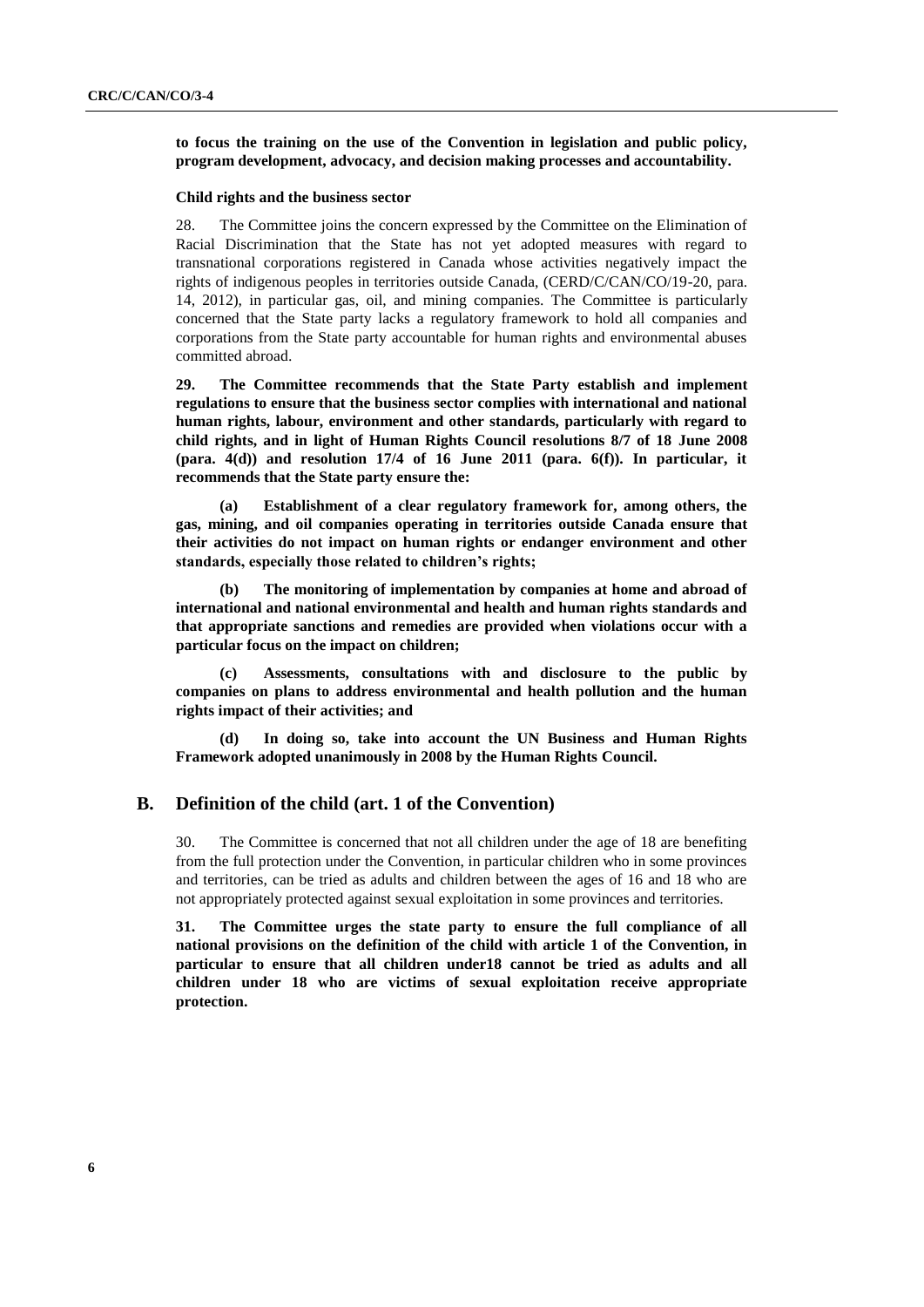**to focus the training on the use of the Convention in legislation and public policy, program development, advocacy, and decision making processes and accountability.**

**Child rights and the business sector**

28. The Committee joins the concern expressed by the Committee on the Elimination of Racial Discrimination that the State has not yet adopted measures with regard to transnational corporations registered in Canada whose activities negatively impact the rights of indigenous peoples in territories outside Canada, (CERD/C/CAN/CO/19-20, para. 14, 2012), in particular gas, oil, and mining companies. The Committee is particularly concerned that the State party lacks a regulatory framework to hold all companies and corporations from the State party accountable for human rights and environmental abuses committed abroad.

**29. The Committee recommends that the State Party establish and implement regulations to ensure that the business sector complies with international and national human rights, labour, environment and other standards, particularly with regard to child rights, and in light of Human Rights Council resolutions 8/7 of 18 June 2008 (para. 4(d)) and resolution 17/4 of 16 June 2011 (para. 6(f)). In particular, it recommends that the State party ensure the:**

**(a) Establishment of a clear regulatory framework for, among others, the gas, mining, and oil companies operating in territories outside Canada ensure that their activities do not impact on human rights or endanger environment and other standards, especially those related to children's rights;**

**(b) The monitoring of implementation by companies at home and abroad of international and national environmental and health and human rights standards and that appropriate sanctions and remedies are provided when violations occur with a particular focus on the impact on children;**

**(c) Assessments, consultations with and disclosure to the public by companies on plans to address environmental and health pollution and the human rights impact of their activities; and**

**(d) In doing so, take into account the UN Business and Human Rights Framework adopted unanimously in 2008 by the Human Rights Council.**

## B. Definition of the child (art. 1 of the Convention)

30. The Committee is concerned that not all children under the age of 18 are benefiting from the full protection under the Convention, in particular children who in some provinces and territories, can be tried as adults and children between the ages of 16 and 18 who are not appropriately protected against sexual exploitation in some provinces and territories.

**31. The Committee urges the state party to ensure the full compliance of all national provisions on the definition of the child with article 1 of the Convention, in particular to ensure that all children under18 cannot be tried as adults and all children under 18 who are victims of sexual exploitation receive appropriate protection.**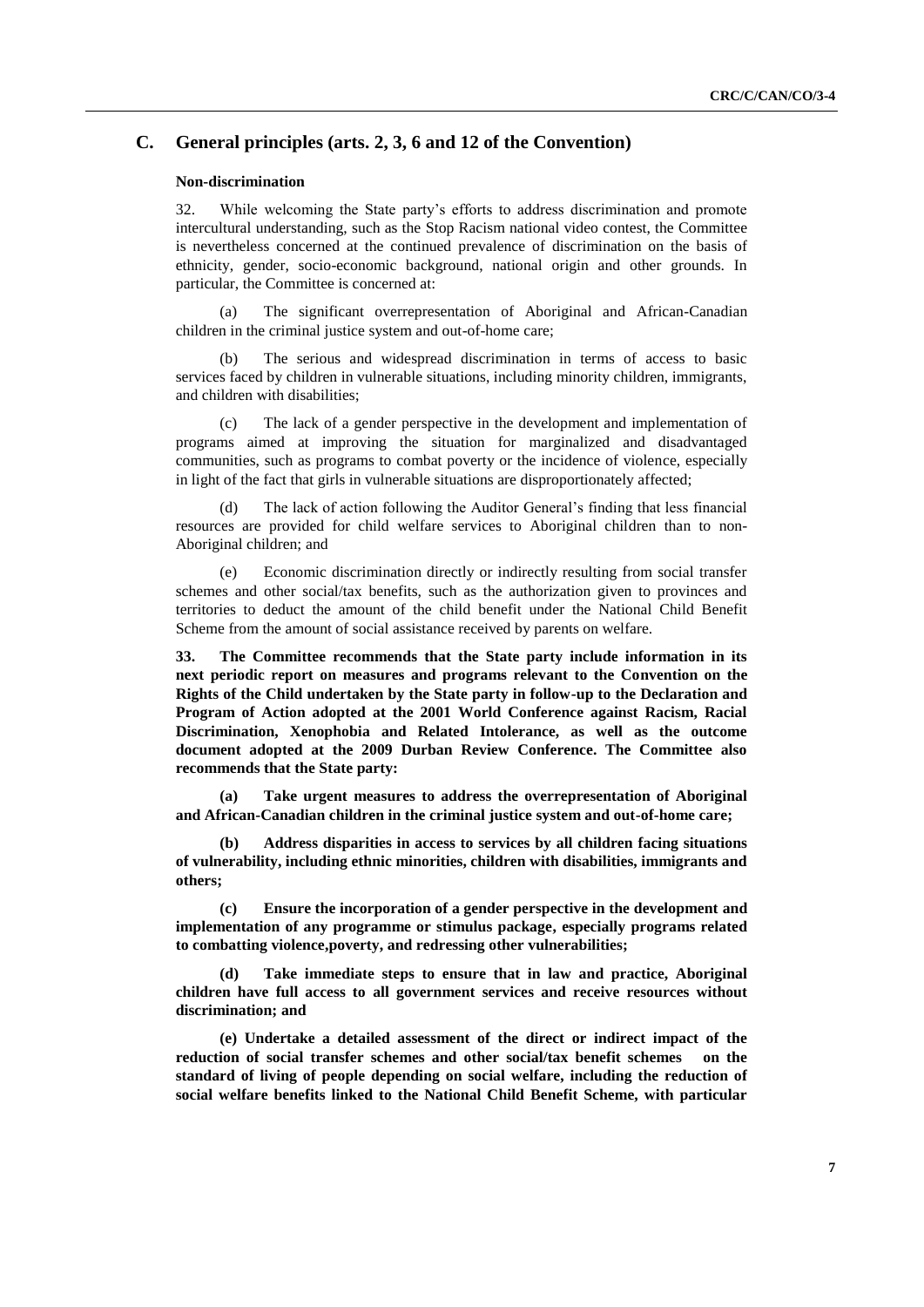## C. General principles (arts. 2, 3, 6 and 12 of the Convention)

### Non-discrimination

32. While welcoming the State party's efforts to address discrimination and promote intercultural understanding, such as the Stop Racism national video contest, the Committee is nevertheless concerned at the continued prevalence of discrimination on the basis of ethnicity, gender, socio-economic background, national origin and other grounds. In particular, the Committee is concerned at:

(a) The significant overrepresentation of Aboriginal and African-Canadian children in the criminal justice system and out-of-home care;

(b) The serious and widespread discrimination in terms of access to basic services faced by children in vulnerable situations, including minority children, immigrants, and children with disabilities;

(c) The lack of a gender perspective in the development and implementation of programs aimed at improving the situation for marginalized and disadvantaged communities, such as programs to combat poverty or the incidence of violence, especially in light of the fact that girls in vulnerable situations are disproportionately affected;

(d) The lack of action following the Auditor General's finding that less financial resources are provided for child welfare services to Aboriginal children than to non-Aboriginal children; and

(e) Economic discrimination directly or indirectly resulting from social transfer schemes and other social/tax benefits, such as the authorization given to provinces and territories to deduct the amount of the child benefit under the National Child Benefit Scheme from the amount of social assistance received by parents on welfare.

**33. The Committee recommends that the State party include information in its next periodic report on measures and programs relevant to the Convention on the Rights of the Child undertaken by the State party in follow-up to the Declaration and Program of Action adopted at the 2001 World Conference against Racism, Racial Discrimination, Xenophobia and Related Intolerance, as well as the outcome document adopted at the 2009 Durban Review Conference. The Committee also recommends that the State party:**

**(a) Take urgent measures to address the overrepresentation of Aboriginal and African-Canadian children in the criminal justice system and out-of-home care;**

**(b) Address disparities in access to services by all children facing situations of vulnerability, including ethnic minorities, children with disabilities, immigrants and others;**

**(c) Ensure the incorporation of a gender perspective in the development and implementation of any programme or stimulus package, especially programs related to combatting violence,poverty, and redressing other vulnerabilities;**

**(d) Take immediate steps to ensure that in law and practice, Aboriginal children have full access to all government services and receive resources without discrimination; and**

**(e) Undertake a detailed assessment of the direct or indirect impact of the reduction of social transfer schemes and other social/tax benefit schemes on the standard of living of people depending on social welfare, including the reduction of social welfare benefits linked to the National Child Benefit Scheme, with particular**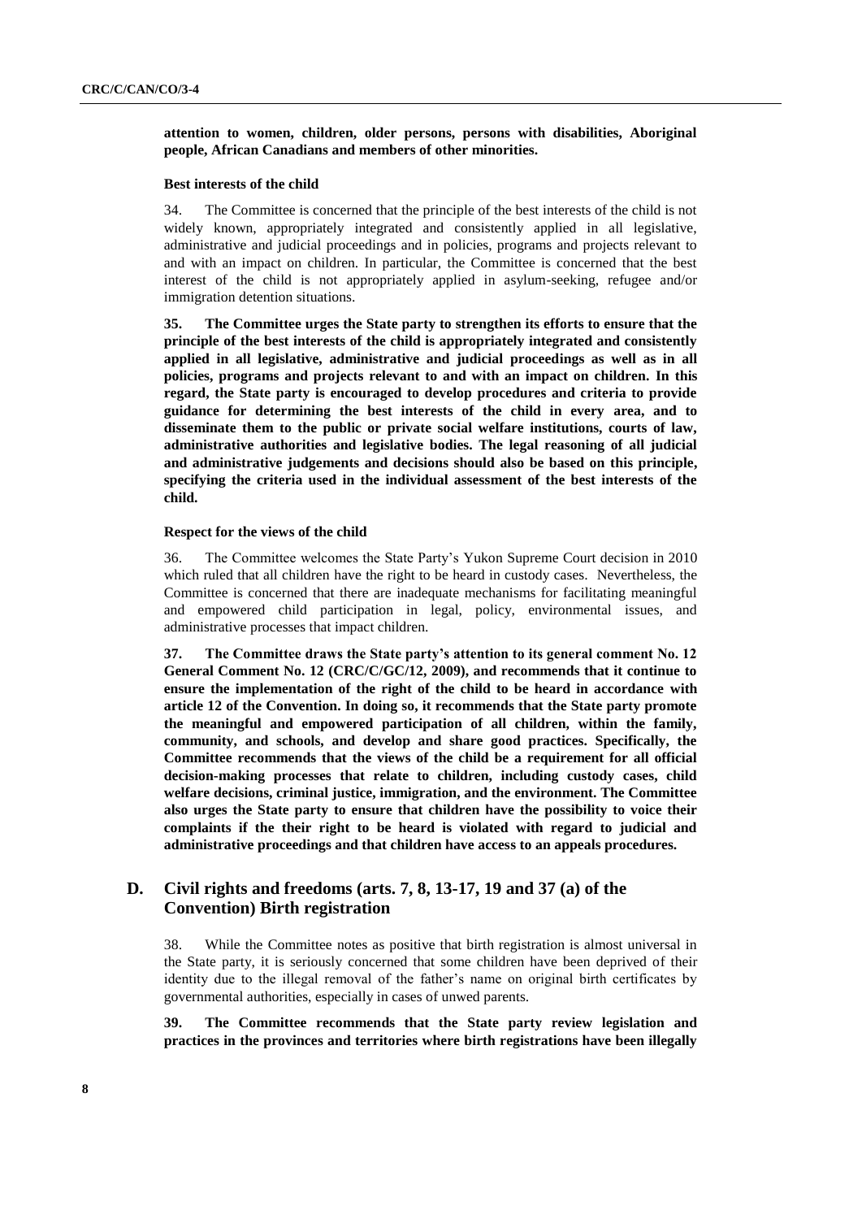**attention to women, children, older persons, persons with disabilities, Aboriginal people, African Canadians and members of other minorities.**

### Best interests of the child

34. The Committee is concerned that the principle of the best interests of the child is not widely known, appropriately integrated and consistently applied in all legislative, administrative and judicial proceedings and in policies, programs and projects relevant to and with an impact on children. In particular, the Committee is concerned that the best interest of the child is not appropriately applied in asylum-seeking, refugee and/or immigration detention situations.

**35. The Committee urges the State party to strengthen its efforts to ensure that the principle of the best interests of the child is appropriately integrated and consistently applied in all legislative, administrative and judicial proceedings as well as in all policies, programs and projects relevant to and with an impact on children. In this regard, the State party is encouraged to develop procedures and criteria to provide guidance for determining the best interests of the child in every area, and to disseminate them to the public or private social welfare institutions, courts of law, administrative authorities and legislative bodies. The legal reasoning of all judicial and administrative judgements and decisions should also be based on this principle, specifying the criteria used in the individual assessment of the best interests of the child.**

### Respect for the views of the child

36. The Committee welcomes the State Party's Yukon Supreme Court decision in 2010 which ruled that all children have the right to be heard in custody cases. Nevertheless, the Committee is concerned that there are inadequate mechanisms for facilitating meaningful and empowered child participation in legal, policy, environmental issues, and administrative processes that impact children.

**37. The Committee draws the State party's attention to its general comment No. 12 General Comment No. 12 (CRC/C/GC/12, 2009), and recommends that it continue to ensure the implementation of the right of the child to be heard in accordance with article 12 of the Convention. In doing so, it recommends that the State party promote the meaningful and empowered participation of all children, within the family, community, and schools, and develop and share good practices. Specifically, the Committee recommends that the views of the child be a requirement for all official decision-making processes that relate to children, including custody cases, child welfare decisions, criminal justice, immigration, and the environment. The Committee also urges the State party to ensure that children have the possibility to voice their complaints if the their right to be heard is violated with regard to judicial and administrative proceedings and that children have access to an appeals procedures.**

## D. Civil rights and freedoms (arts. 7, 8, 13-17, 19 and 37 (a) of the Convention) Birth registration

38. While the Committee notes as positive that birth registration is almost universal in the State party, it is seriously concerned that some children have been deprived of their identity due to the illegal removal of the father's name on original birth certificates by governmental authorities, especially in cases of unwed parents.

**39. The Committee recommends that the State party review legislation and practices in the provinces and territories where birth registrations have been illegally**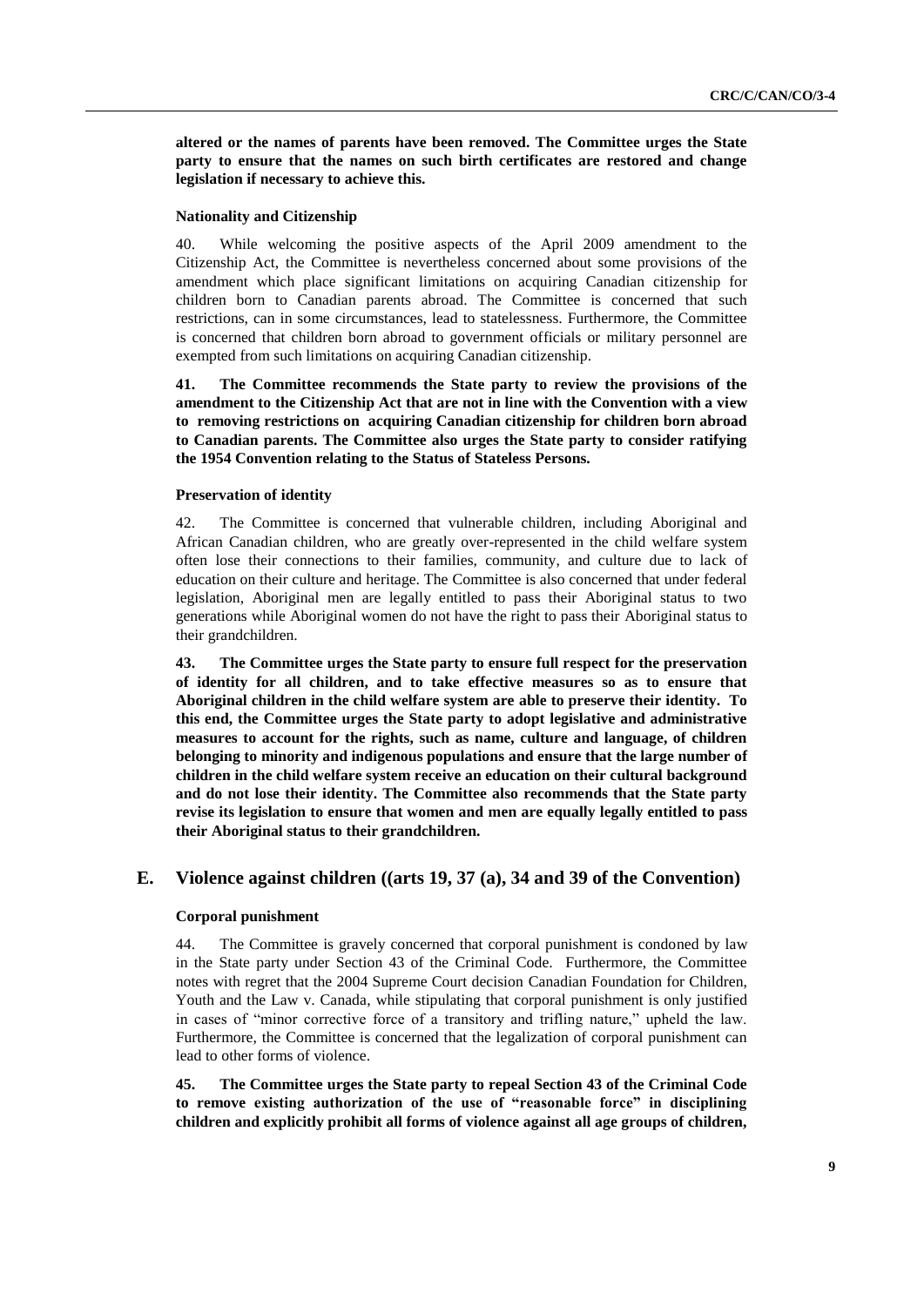**altered or the names of parents have been removed. The Committee urges the State party to ensure that the names on such birth certificates are restored and change legislation if necessary to achieve this.**

#### Nationality and Citizenship

40. While welcoming the positive aspects of the April 2009 amendment to the Citizenship Act, the Committee is nevertheless concerned about some provisions of the amendment which place significant limitations on acquiring Canadian citizenship for children born to Canadian parents abroad. The Committee is concerned that such restrictions, can in some circumstances, lead to statelessness. Furthermore, the Committee is concerned that children born abroad to government officials or military personnel are exempted from such limitations on acquiring Canadian citizenship.

**41. The Committee recommends the State party to review the provisions of the amendment to the Citizenship Act that are not in line with the Convention with a view to removing restrictions on acquiring Canadian citizenship for children born abroad to Canadian parents. The Committee also urges the State party to consider ratifying the 1954 Convention relating to the Status of Stateless Persons.**

#### Preservation of identity

42. The Committee is concerned that vulnerable children, including Aboriginal and African Canadian children, who are greatly over-represented in the child welfare system often lose their connections to their families, community, and culture due to lack of education on their culture and heritage. The Committee is also concerned that under federal legislation, Aboriginal men are legally entitled to pass their Aboriginal status to two generations while Aboriginal women do not have the right to pass their Aboriginal status to their grandchildren.

**43. The Committee urges the State party to ensure full respect for the preservation of identity for all children, and to take effective measures so as to ensure that Aboriginal children in the child welfare system are able to preserve their identity. To this end, the Committee urges the State party to adopt legislative and administrative measures to account for the rights, such as name, culture and language, of children belonging to minority and indigenous populations and ensure that the large number of children in the child welfare system receive an education on their cultural background and do not lose their identity. The Committee also recommends that the State party revise its legislation to ensure that women and men are equally legally entitled to pass their Aboriginal status to their grandchildren.**

## E. Violence against children ((arts 19, 37 (a), 34 and 39 of the Convention)

#### Corporal punishment

44. The Committee is gravely concerned that corporal punishment is condoned by law in the State party under Section 43 of the Criminal Code. Furthermore, the Committee notes with regret that the 2004 Supreme Court decision Canadian Foundation for Children, Youth and the Law v. Canada, while stipulating that corporal punishment is only justified in cases of "minor corrective force of a transitory and trifling nature," upheld the law. Furthermore, the Committee is concerned that the legalization of corporal punishment can lead to other forms of violence.

**45. The Committee urges the State party to repeal Section 43 of the Criminal Code to remove existing authorization of the use of "reasonable force" in disciplining children and explicitly prohibit all forms of violence against all age groups of children,**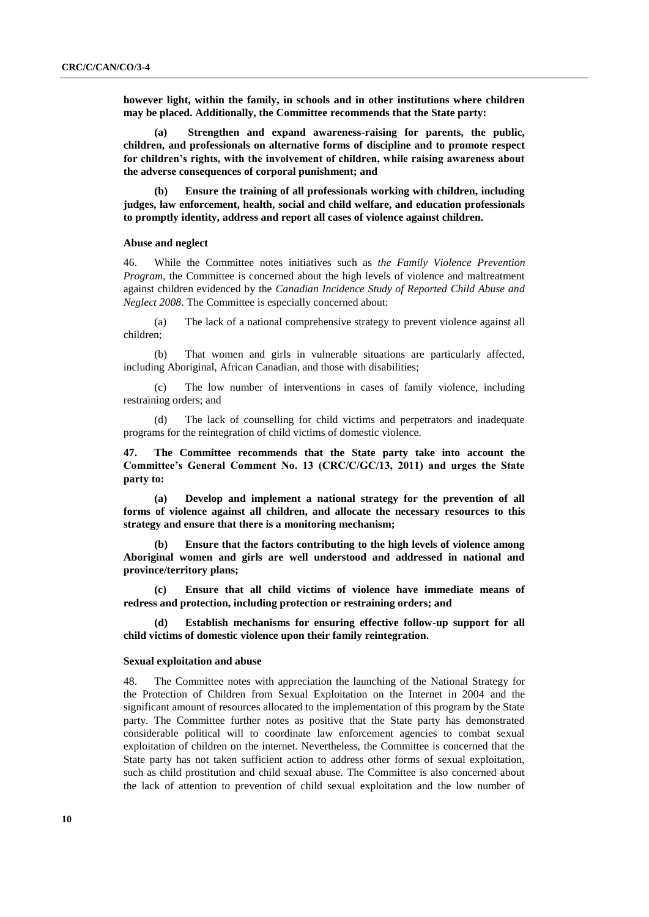**however light, within the family, in schools and in other institutions where children may be placed. Additionally, the Committee recommends that the State party:**

**(a) Strengthen and expand awareness-raising for parents, the public, children, and professionals on alternative forms of discipline and to promote respect for children's rights, with the involvement of children, while raising awareness about the adverse consequences of corporal punishment; and**

**(b) Ensure the training of all professionals working with children, including judges, law enforcement, health, social and child welfare, and education professionals to promptly identity, address and report all cases of violence against children.**

#### Abuse and neglect

46. While the Committee notes initiatives such as *the Family Violence Prevention Program*, the Committee is concerned about the high levels of violence and maltreatment against children evidenced by the *Canadian Incidence Study of Reported Child Abuse and Neglect 2008*. The Committee is especially concerned about:

(a) The lack of a national comprehensive strategy to prevent violence against all children;

(b) That women and girls in vulnerable situations are particularly affected, including Aboriginal, African Canadian, and those with disabilities;

(c) The low number of interventions in cases of family violence, including restraining orders; and

(d) The lack of counselling for child victims and perpetrators and inadequate programs for the reintegration of child victims of domestic violence.

**47. The Committee recommends that the State party take into account the Committee's General Comment No. 13 (CRC/C/GC/13, 2011) and urges the State party to:**

**(a) Develop and implement a national strategy for the prevention of all forms of violence against all children, and allocate the necessary resources to this strategy and ensure that there is a monitoring mechanism;**

**(b) Ensure that the factors contributing to the high levels of violence among Aboriginal women and girls are well understood and addressed in national and province/territory plans;**

**(c) Ensure that all child victims of violence have immediate means of redress and protection, including protection or restraining orders; and**

**(d) Establish mechanisms for ensuring effective follow-up support for all child victims of domestic violence upon their family reintegration.**

#### Sexual exploitation and abuse

48. The Committee notes with appreciation the launching of the National Strategy for the Protection of Children from Sexual Exploitation on the Internet in 2004 and the significant amount of resources allocated to the implementation of this program by the State party. The Committee further notes as positive that the State party has demonstrated considerable political will to coordinate law enforcement agencies to combat sexual exploitation of children on the internet. Nevertheless, the Committee is concerned that the State party has not taken sufficient action to address other forms of sexual exploitation, such as child prostitution and child sexual abuse. The Committee is also concerned about the lack of attention to prevention of child sexual exploitation and the low number of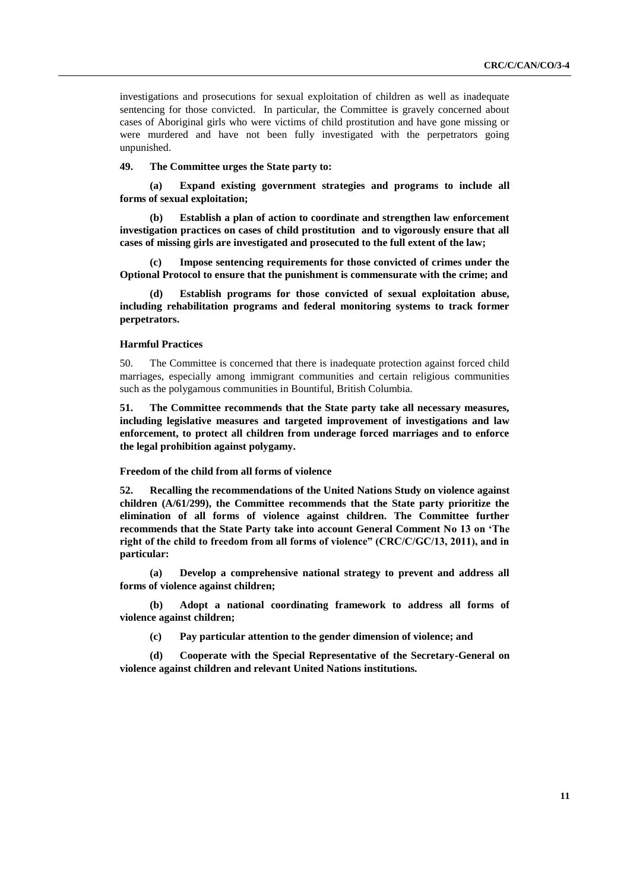investigations and prosecutions for sexual exploitation of children as well as inadequate sentencing for those convicted. In particular, the Committee is gravely concerned about cases of Aboriginal girls who were victims of child prostitution and have gone missing or were murdered and have not been fully investigated with the perpetrators going unpunished.

**49. The Committee urges the State party to:**

**(a) Expand existing government strategies and programs to include all forms of sexual exploitation;**

**(b) Establish a plan of action to coordinate and strengthen law enforcement investigation practices on cases of child prostitution and to vigorously ensure that all cases of missing girls are investigated and prosecuted to the full extent of the law;**

**(c) Impose sentencing requirements for those convicted of crimes under the Optional Protocol to ensure that the punishment is commensurate with the crime; and**

**(d) Establish programs for those convicted of sexual exploitation abuse, including rehabilitation programs and federal monitoring systems to track former perpetrators.**

### Harmful Practices

50. The Committee is concerned that there is inadequate protection against forced child marriages, especially among immigrant communities and certain religious communities such as the polygamous communities in Bountiful, British Columbia.

**51. The Committee recommends that the State party take all necessary measures, including legislative measures and targeted improvement of investigations and law enforcement, to protect all children from underage forced marriages and to enforce the legal prohibition against polygamy.**

### Freedom of the child from all forms of violence

**52. Recalling the recommendations of the United Nations Study on violence against children (A/61/299), the Committee recommends that the State party prioritize the elimination of all forms of violence against children. The Committee further recommends that the State Party take into account General Comment No 13 on 'The right of the child to freedom from all forms of violence" (CRC/C/GC/13, 2011), and in particular:**

**(a) Develop a comprehensive national strategy to prevent and address all forms of violence against children;**

**(b) Adopt a national coordinating framework to address all forms of violence against children;**

**(c) Pay particular attention to the gender dimension of violence; and**

**(d) Cooperate with the Special Representative of the Secretary-General on violence against children and relevant United Nations institutions.**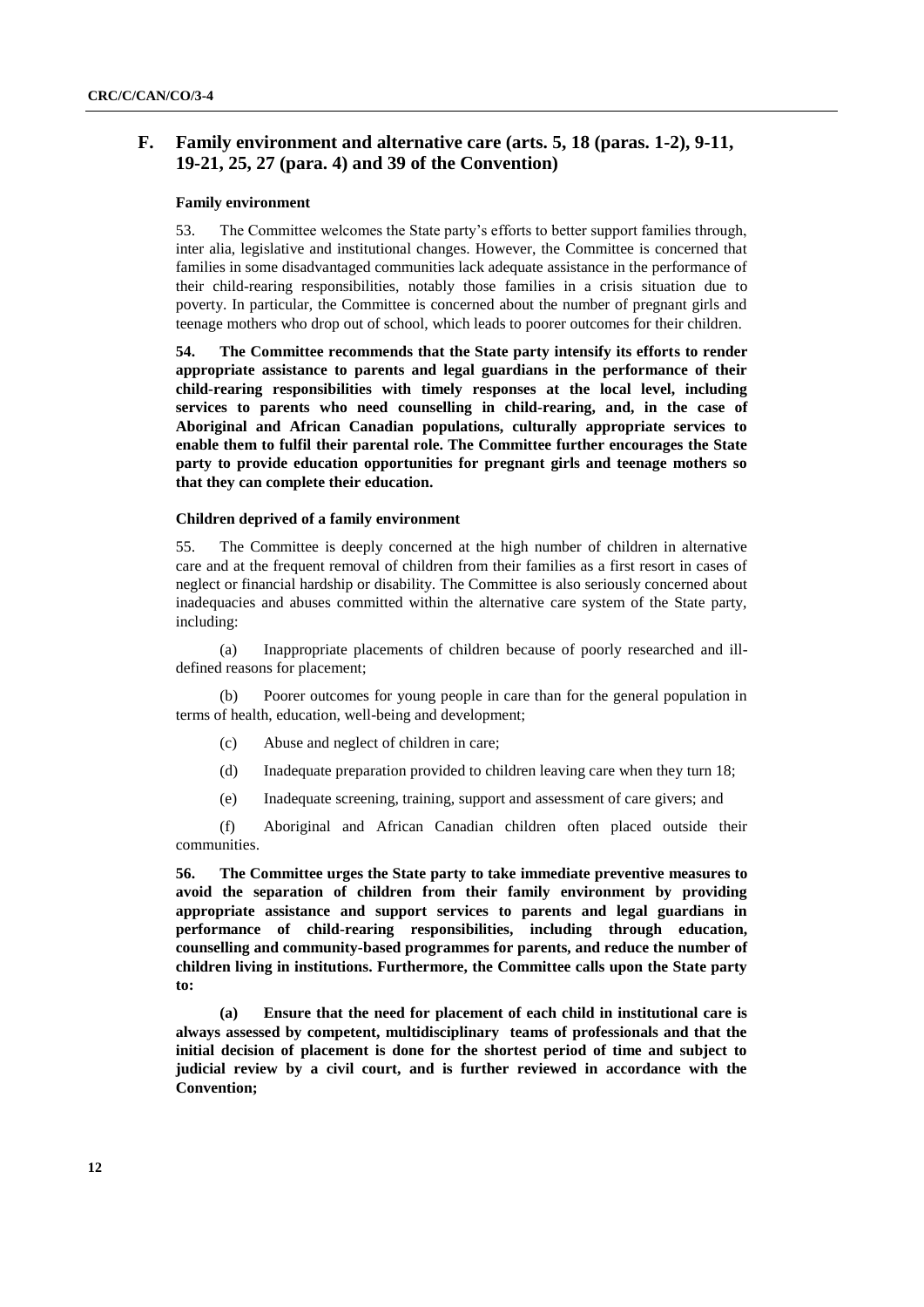## F. Family environment and alternative care (arts. 5, 18 (paras. 1-2), 9-11, 19-21, 25, 27 (para. 4) and 39 of the Convention)

### Family environment

53. The Committee welcomes the State party's efforts to better support families through, inter alia, legislative and institutional changes. However, the Committee is concerned that families in some disadvantaged communities lack adequate assistance in the performance of their child-rearing responsibilities, notably those families in a crisis situation due to poverty. In particular, the Committee is concerned about the number of pregnant girls and teenage mothers who drop out of school, which leads to poorer outcomes for their children.

**54. The Committee recommends that the State party intensify its efforts to render appropriate assistance to parents and legal guardians in the performance of their child-rearing responsibilities with timely responses at the local level, including services to parents who need counselling in child-rearing, and, in the case of Aboriginal and African Canadian populations, culturally appropriate services to enable them to fulfil their parental role. The Committee further encourages the State party to provide education opportunities for pregnant girls and teenage mothers so that they can complete their education.**

### Children deprived of a family environment

55. The Committee is deeply concerned at the high number of children in alternative care and at the frequent removal of children from their families as a first resort in cases of neglect or financial hardship or disability. The Committee is also seriously concerned about inadequacies and abuses committed within the alternative care system of the State party, including:

(a) Inappropriate placements of children because of poorly researched and ill-defined reasons for placement;

(b) Poorer outcomes for young people in care than for the general population in terms of health, education, well-being and development;

(c) Abuse and neglect of children in care;

(d) Inadequate preparation provided to children leaving care when they turn 18;

(e) Inadequate screening, training, support and assessment of care givers; and

(f) Aboriginal and African Canadian children often placed outside their communities.

**56. The Committee urges the State party to take immediate preventive measures to avoid the separation of children from their family environment by providing appropriate assistance and support services to parents and legal guardians in performance of child-rearing responsibilities, including through education, counselling and community-based programmes for parents, and reduce the number of children living in institutions. Furthermore, the Committee calls upon the State party to:**

**(a) Ensure that the need for placement of each child in institutional care is always assessed by competent, multidisciplinary teams of professionals and that the initial decision of placement is done for the shortest period of time and subject to judicial review by a civil court, and is further reviewed in accordance with the Convention;**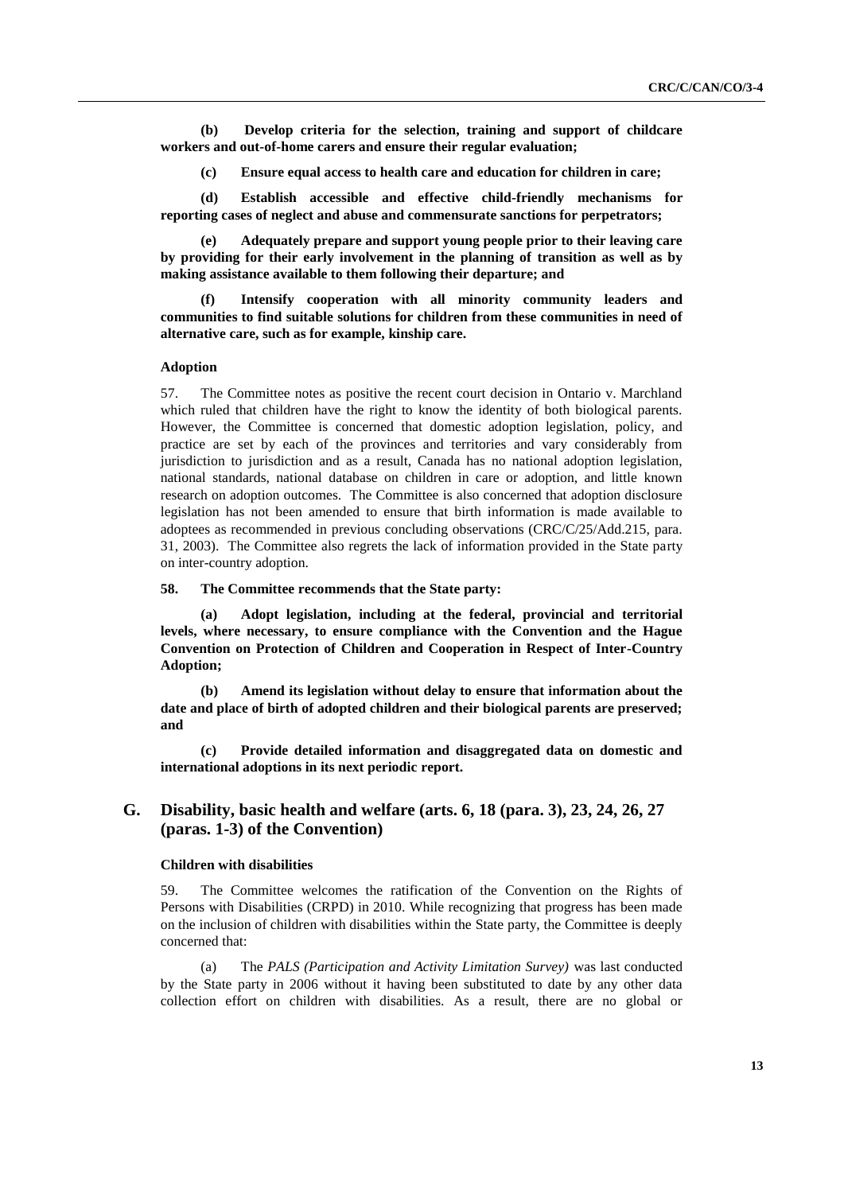**(b) Develop criteria for the selection, training and support of childcare workers and out-of-home carers and ensure their regular evaluation;**

**(c) Ensure equal access to health care and education for children in care;**

**(d) Establish accessible and effective child-friendly mechanisms for reporting cases of neglect and abuse and commensurate sanctions for perpetrators;**

**(e) Adequately prepare and support young people prior to their leaving care by providing for their early involvement in the planning of transition as well as by making assistance available to them following their departure; and**

**(f) Intensify cooperation with all minority community leaders and communities to find suitable solutions for children from these communities in need of alternative care, such as for example, kinship care.**

#### Adoption

57. The Committee notes as positive the recent court decision in Ontario v. Marchland which ruled that children have the right to know the identity of both biological parents. However, the Committee is concerned that domestic adoption legislation, policy, and practice are set by each of the provinces and territories and vary considerably from jurisdiction to jurisdiction and as a result, Canada has no national adoption legislation, national standards, national database on children in care or adoption, and little known research on adoption outcomes. The Committee is also concerned that adoption disclosure legislation has not been amended to ensure that birth information is made available to adoptees as recommended in previous concluding observations (CRC/C/25/Add.215, para. 31, 2003). The Committee also regrets the lack of information provided in the State party on inter-country adoption.

**58. The Committee recommends that the State party:**

**(a) Adopt legislation, including at the federal, provincial and territorial levels, where necessary, to ensure compliance with the Convention and the Hague Convention on Protection of Children and Cooperation in Respect of Inter-Country Adoption;**

**(b) Amend its legislation without delay to ensure that information about the date and place of birth of adopted children and their biological parents are preserved; and**

**(c) Provide detailed information and disaggregated data on domestic and international adoptions in its next periodic report.**

## G. Disability, basic health and welfare (arts. 6, 18 (para. 3), 23, 24, 26, 27 (paras. 1-3) of the Convention)

#### Children with disabilities

59. The Committee welcomes the ratification of the Convention on the Rights of Persons with Disabilities (CRPD) in 2010. While recognizing that progress has been made on the inclusion of children with disabilities within the State party, the Committee is deeply concerned that:

(a) The *PALS (Participation and Activity Limitation Survey)* was last conducted by the State party in 2006 without it having been substituted to date by any other data collection effort on children with disabilities. As a result, there are no global or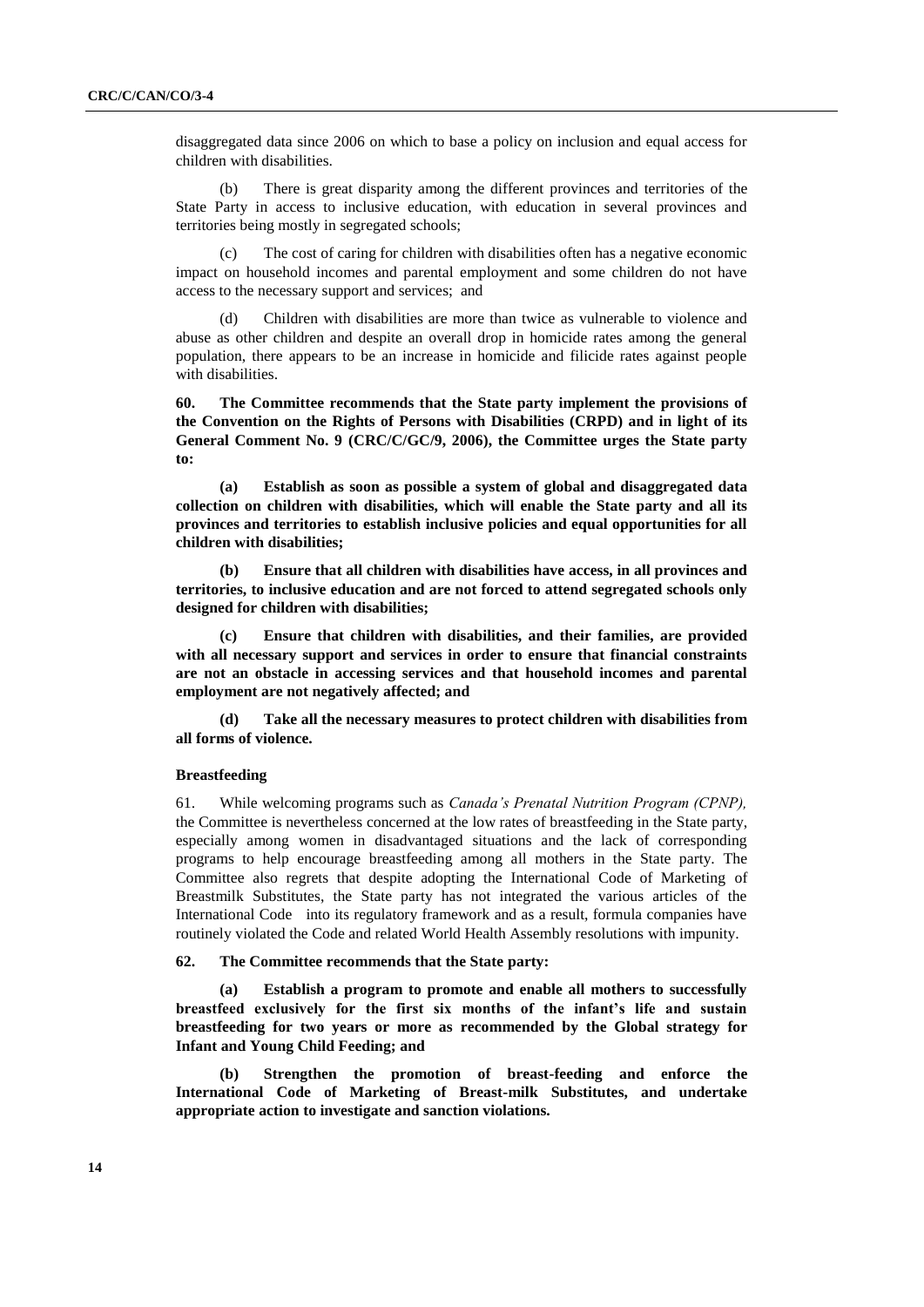disaggregated data since 2006 on which to base a policy on inclusion and equal access for children with disabilities.

(b) There is great disparity among the different provinces and territories of the State Party in access to inclusive education, with education in several provinces and territories being mostly in segregated schools;

(c) The cost of caring for children with disabilities often has a negative economic impact on household incomes and parental employment and some children do not have access to the necessary support and services; and

(d) Children with disabilities are more than twice as vulnerable to violence and abuse as other children and despite an overall drop in homicide rates among the general population, there appears to be an increase in homicide and filicide rates against people with disabilities.

**60. The Committee recommends that the State party implement the provisions of the Convention on the Rights of Persons with Disabilities (CRPD) and in light of its General Comment No. 9 (CRC/C/GC/9, 2006), the Committee urges the State party to:**

**(a) Establish as soon as possible a system of global and disaggregated data collection on children with disabilities, which will enable the State party and all its provinces and territories to establish inclusive policies and equal opportunities for all children with disabilities;**

**(b) Ensure that all children with disabilities have access, in all provinces and territories, to inclusive education and are not forced to attend segregated schools only designed for children with disabilities;**

**(c) Ensure that children with disabilities, and their families, are provided with all necessary support and services in order to ensure that financial constraints are not an obstacle in accessing services and that household incomes and parental employment are not negatively affected; and**

**(d) Take all the necessary measures to protect children with disabilities from all forms of violence.**

### Breastfeeding

61. While welcoming programs such as *Canada's Prenatal Nutrition Program (CPNP),* the Committee is nevertheless concerned at the low rates of breastfeeding in the State party, especially among women in disadvantaged situations and the lack of corresponding programs to help encourage breastfeeding among all mothers in the State party. The Committee also regrets that despite adopting the International Code of Marketing of Breastmilk Substitutes, the State party has not integrated the various articles of the International Code into its regulatory framework and as a result, formula companies have routinely violated the Code and related World Health Assembly resolutions with impunity.

**62. The Committee recommends that the State party:**

**(a) Establish a program to promote and enable all mothers to successfully breastfeed exclusively for the first six months of the infant's life and sustain breastfeeding for two years or more as recommended by the Global strategy for Infant and Young Child Feeding; and**

**(b) Strengthen the promotion of breast-feeding and enforce the International Code of Marketing of Breast-milk Substitutes, and undertake appropriate action to investigate and sanction violations.**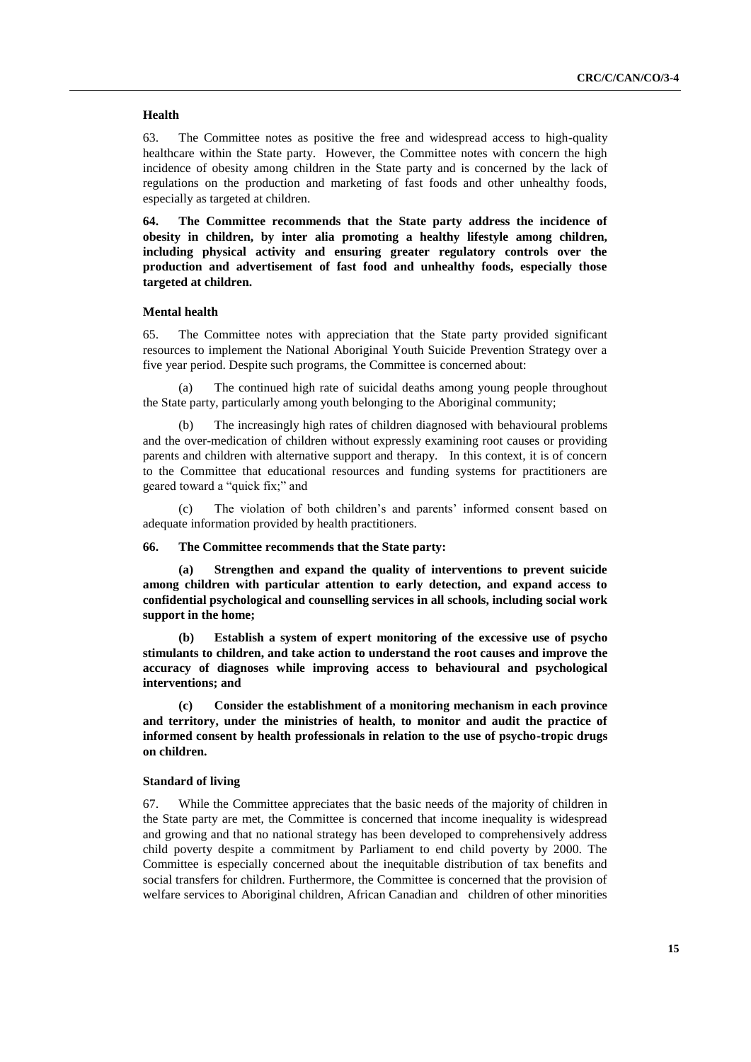### Health

63. The Committee notes as positive the free and widespread access to high-quality healthcare within the State party. However, the Committee notes with concern the high incidence of obesity among children in the State party and is concerned by the lack of regulations on the production and marketing of fast foods and other unhealthy foods, especially as targeted at children.

**64. The Committee recommends that the State party address the incidence of obesity in children, by inter alia promoting a healthy lifestyle among children, including physical activity and ensuring greater regulatory controls over the production and advertisement of fast food and unhealthy foods, especially those targeted at children.**

### Mental health

65. The Committee notes with appreciation that the State party provided significant resources to implement the National Aboriginal Youth Suicide Prevention Strategy over a five year period. Despite such programs, the Committee is concerned about:

(a) The continued high rate of suicidal deaths among young people throughout the State party, particularly among youth belonging to the Aboriginal community;

(b) The increasingly high rates of children diagnosed with behavioural problems and the over-medication of children without expressly examining root causes or providing parents and children with alternative support and therapy. In this context, it is of concern to the Committee that educational resources and funding systems for practitioners are geared toward a "quick fix;" and

(c) The violation of both children's and parents' informed consent based on adequate information provided by health practitioners.

**66. The Committee recommends that the State party:**

**(a) Strengthen and expand the quality of interventions to prevent suicide among children with particular attention to early detection, and expand access to confidential psychological and counselling services in all schools, including social work support in the home;**

**(b) Establish a system of expert monitoring of the excessive use of psycho stimulants to children, and take action to understand the root causes and improve the accuracy of diagnoses while improving access to behavioural and psychological interventions; and**

**(c) Consider the establishment of a monitoring mechanism in each province and territory, under the ministries of health, to monitor and audit the practice of informed consent by health professionals in relation to the use of psycho-tropic drugs on children.**

### Standard of living

67. While the Committee appreciates that the basic needs of the majority of children in the State party are met, the Committee is concerned that income inequality is widespread and growing and that no national strategy has been developed to comprehensively address child poverty despite a commitment by Parliament to end child poverty by 2000. The Committee is especially concerned about the inequitable distribution of tax benefits and social transfers for children. Furthermore, the Committee is concerned that the provision of welfare services to Aboriginal children, African Canadian and children of other minorities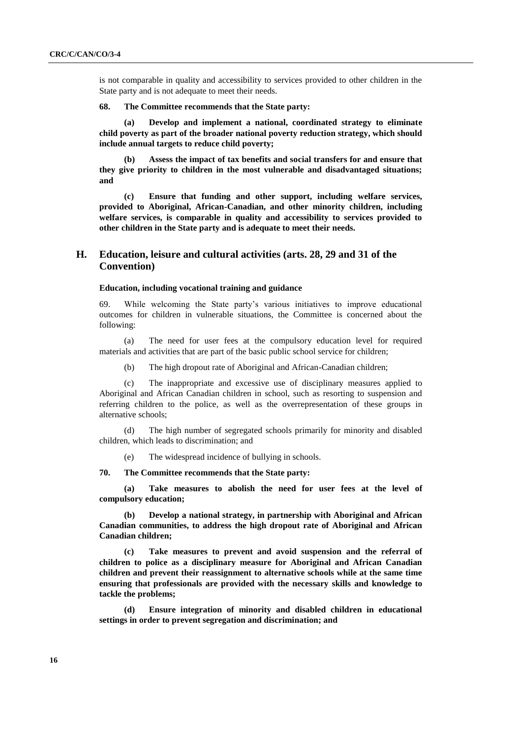is not comparable in quality and accessibility to services provided to other children in the State party and is not adequate to meet their needs.

**68. The Committee recommends that the State party:**

**(a) Develop and implement a national, coordinated strategy to eliminate child poverty as part of the broader national poverty reduction strategy, which should include annual targets to reduce child poverty;**

**(b) Assess the impact of tax benefits and social transfers for and ensure that they give priority to children in the most vulnerable and disadvantaged situations; and**

**(c) Ensure that funding and other support, including welfare services, provided to Aboriginal, African-Canadian, and other minority children, including welfare services, is comparable in quality and accessibility to services provided to other children in the State party and is adequate to meet their needs.**

## H. Education, leisure and cultural activities (arts. 28, 29 and 31 of the Convention)

### Education, including vocational training and guidance

69. While welcoming the State party's various initiatives to improve educational outcomes for children in vulnerable situations, the Committee is concerned about the following:

(a) The need for user fees at the compulsory education level for required materials and activities that are part of the basic public school service for children;

(b) The high dropout rate of Aboriginal and African-Canadian children;

(c) The inappropriate and excessive use of disciplinary measures applied to Aboriginal and African Canadian children in school, such as resorting to suspension and referring children to the police, as well as the overrepresentation of these groups in alternative schools;

(d) The high number of segregated schools primarily for minority and disabled children, which leads to discrimination; and

(e) The widespread incidence of bullying in schools.

**70. The Committee recommends that the State party:**

**(a) Take measures to abolish the need for user fees at the level of compulsory education;**

**(b) Develop a national strategy, in partnership with Aboriginal and African Canadian communities, to address the high dropout rate of Aboriginal and African Canadian children;**

**(c) Take measures to prevent and avoid suspension and the referral of children to police as a disciplinary measure for Aboriginal and African Canadian children and prevent their reassignment to alternative schools while at the same time ensuring that professionals are provided with the necessary skills and knowledge to tackle the problems;**

**(d) Ensure integration of minority and disabled children in educational settings in order to prevent segregation and discrimination; and**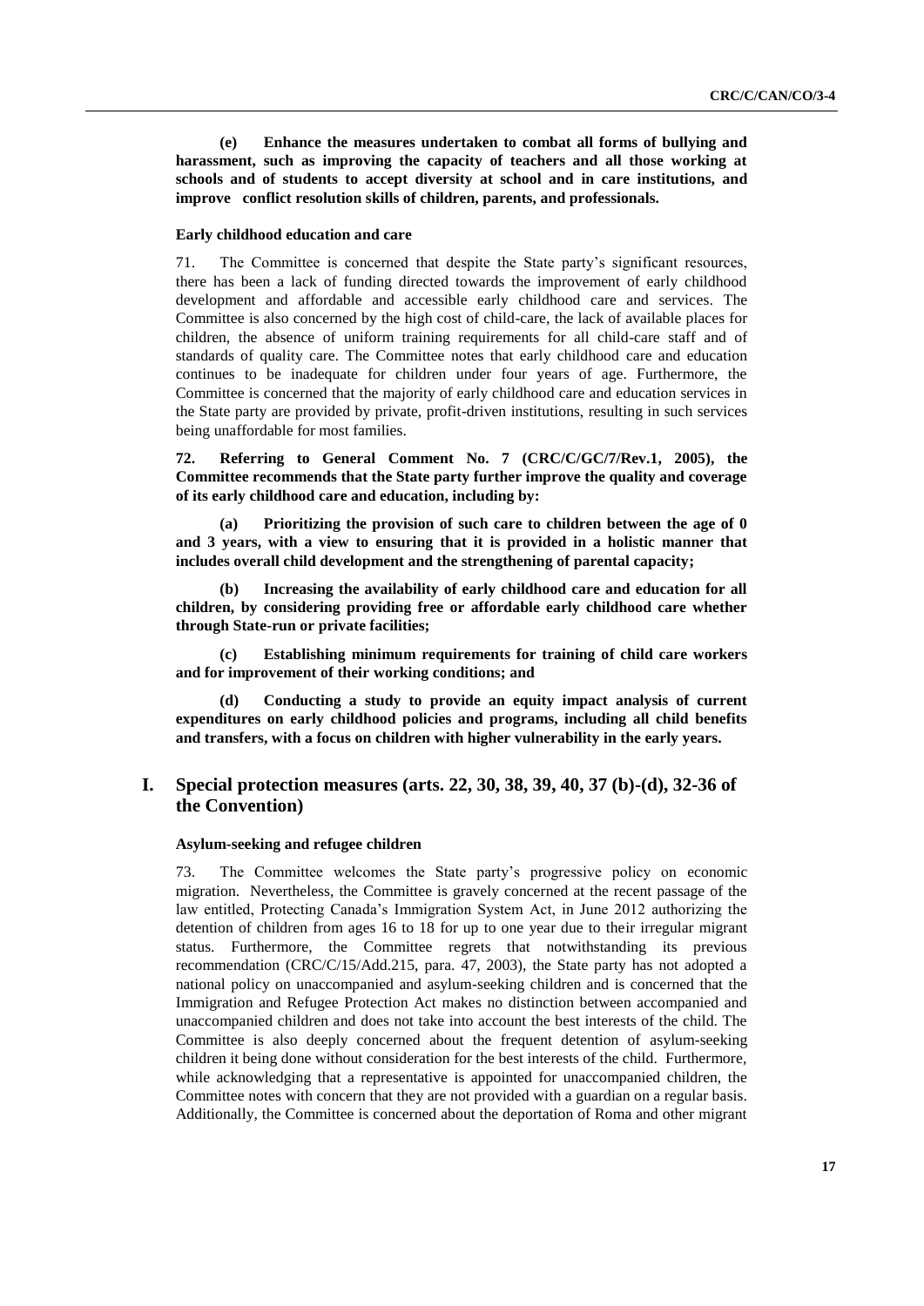**(e) Enhance the measures undertaken to combat all forms of bullying and harassment, such as improving the capacity of teachers and all those working at schools and of students to accept diversity at school and in care institutions, and improve conflict resolution skills of children, parents, and professionals.**

#### Early childhood education and care

71. The Committee is concerned that despite the State party's significant resources, there has been a lack of funding directed towards the improvement of early childhood development and affordable and accessible early childhood care and services. The Committee is also concerned by the high cost of child-care, the lack of available places for children, the absence of uniform training requirements for all child-care staff and of standards of quality care. The Committee notes that early childhood care and education continues to be inadequate for children under four years of age. Furthermore, the Committee is concerned that the majority of early childhood care and education services in the State party are provided by private, profit-driven institutions, resulting in such services being unaffordable for most families.

**72. Referring to General Comment No. 7 (CRC/C/GC/7/Rev.1, 2005), the Committee recommends that the State party further improve the quality and coverage of its early childhood care and education, including by:**

**(a) Prioritizing the provision of such care to children between the age of 0 and 3 years, with a view to ensuring that it is provided in a holistic manner that includes overall child development and the strengthening of parental capacity;**

**(b) Increasing the availability of early childhood care and education for all children, by considering providing free or affordable early childhood care whether through State-run or private facilities;**

**(c) Establishing minimum requirements for training of child care workers and for improvement of their working conditions; and**

**(d) Conducting a study to provide an equity impact analysis of current expenditures on early childhood policies and programs, including all child benefits and transfers, with a focus on children with higher vulnerability in the early years.**

## I. Special protection measures (arts. 22, 30, 38, 39, 40, 37 (b)-(d), 32-36 of the Convention)

#### Asylum-seeking and refugee children

73. The Committee welcomes the State party's progressive policy on economic migration. Nevertheless, the Committee is gravely concerned at the recent passage of the law entitled, Protecting Canada's Immigration System Act, in June 2012 authorizing the detention of children from ages 16 to 18 for up to one year due to their irregular migrant status. Furthermore, the Committee regrets that notwithstanding its previous recommendation (CRC/C/15/Add.215, para. 47, 2003), the State party has not adopted a national policy on unaccompanied and asylum-seeking children and is concerned that the Immigration and Refugee Protection Act makes no distinction between accompanied and unaccompanied children and does not take into account the best interests of the child. The Committee is also deeply concerned about the frequent detention of asylum-seeking children it being done without consideration for the best interests of the child. Furthermore, while acknowledging that a representative is appointed for unaccompanied children, the Committee notes with concern that they are not provided with a guardian on a regular basis. Additionally, the Committee is concerned about the deportation of Roma and other migrant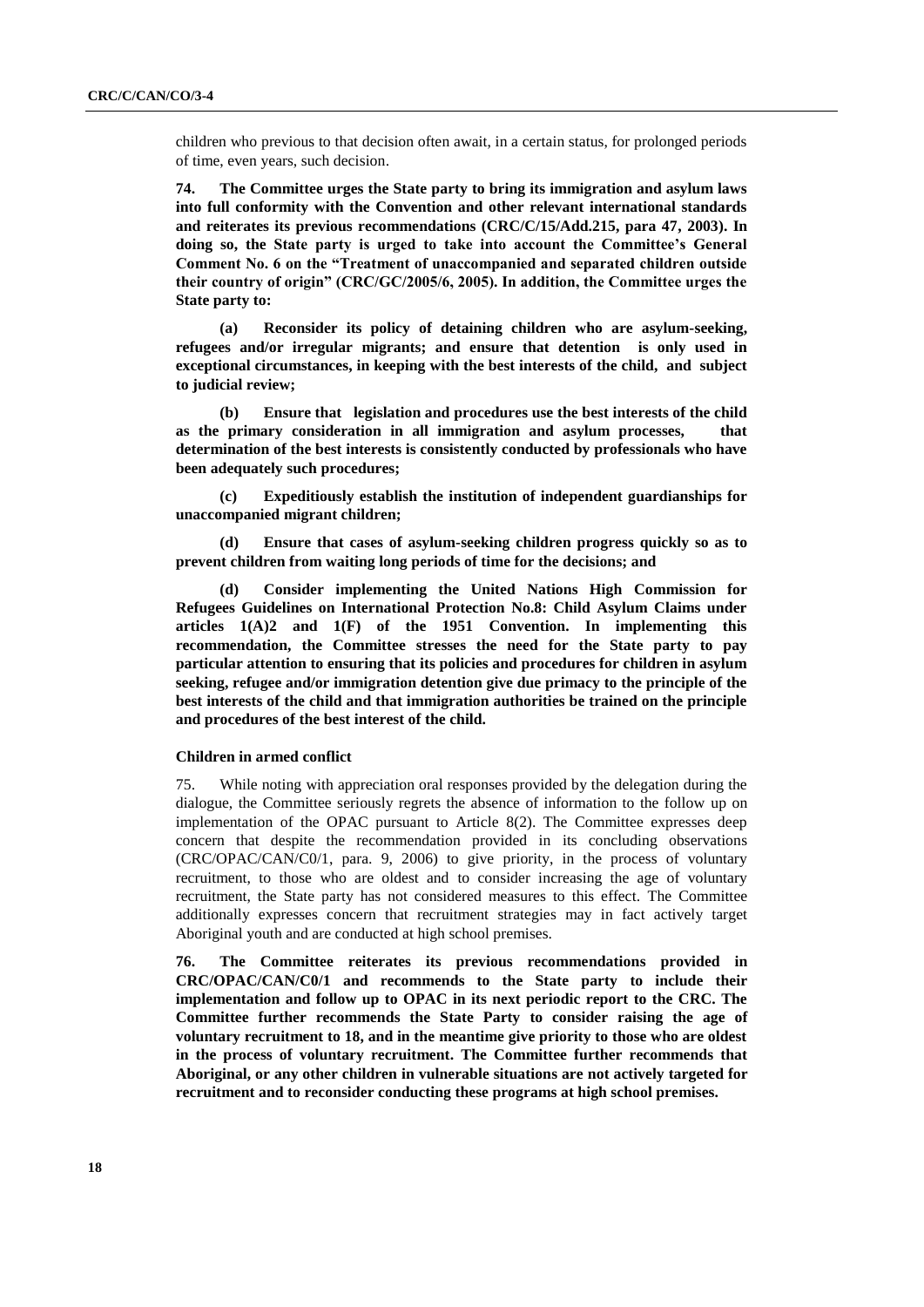children who previous to that decision often await, in a certain status, for prolonged periods of time, even years, such decision.

**74. The Committee urges the State party to bring its immigration and asylum laws into full conformity with the Convention and other relevant international standards and reiterates its previous recommendations (CRC/C/15/Add.215, para 47, 2003). In doing so, the State party is urged to take into account the Committee's General Comment No. 6 on the "Treatment of unaccompanied and separated children outside their country of origin" (CRC/GC/2005/6, 2005). In addition, the Committee urges the State party to:**

**(a) Reconsider its policy of detaining children who are asylum-seeking, refugees and/or irregular migrants; and ensure that detention is only used in exceptional circumstances, in keeping with the best interests of the child, and subject to judicial review;**

**(b) Ensure that legislation and procedures use the best interests of the child as the primary consideration in all immigration and asylum processes, that determination of the best interests is consistently conducted by professionals who have been adequately such procedures;**

**(c) Expeditiously establish the institution of independent guardianships for unaccompanied migrant children;**

**(d) Ensure that cases of asylum-seeking children progress quickly so as to prevent children from waiting long periods of time for the decisions; and**

**(d) Consider implementing the United Nations High Commission for Refugees Guidelines on International Protection No.8: Child Asylum Claims under articles 1(A)2 and 1(F) of the 1951 Convention. In implementing this recommendation, the Committee stresses the need for the State party to pay particular attention to ensuring that its policies and procedures for children in asylum seeking, refugee and/or immigration detention give due primacy to the principle of the best interests of the child and that immigration authorities be trained on the principle and procedures of the best interest of the child.**

#### Children in armed conflict

75. While noting with appreciation oral responses provided by the delegation during the dialogue, the Committee seriously regrets the absence of information to the follow up on implementation of the OPAC pursuant to Article 8(2). The Committee expresses deep concern that despite the recommendation provided in its concluding observations (CRC/OPAC/CAN/C0/1, para. 9, 2006) to give priority, in the process of voluntary recruitment, to those who are oldest and to consider increasing the age of voluntary recruitment, the State party has not considered measures to this effect. The Committee additionally expresses concern that recruitment strategies may in fact actively target Aboriginal youth and are conducted at high school premises.

**76. The Committee reiterates its previous recommendations provided in CRC/OPAC/CAN/C0/1 and recommends to the State party to include their implementation and follow up to OPAC in its next periodic report to the CRC. The Committee further recommends the State Party to consider raising the age of voluntary recruitment to 18, and in the meantime give priority to those who are oldest in the process of voluntary recruitment. The Committee further recommends that Aboriginal, or any other children in vulnerable situations are not actively targeted for recruitment and to reconsider conducting these programs at high school premises.**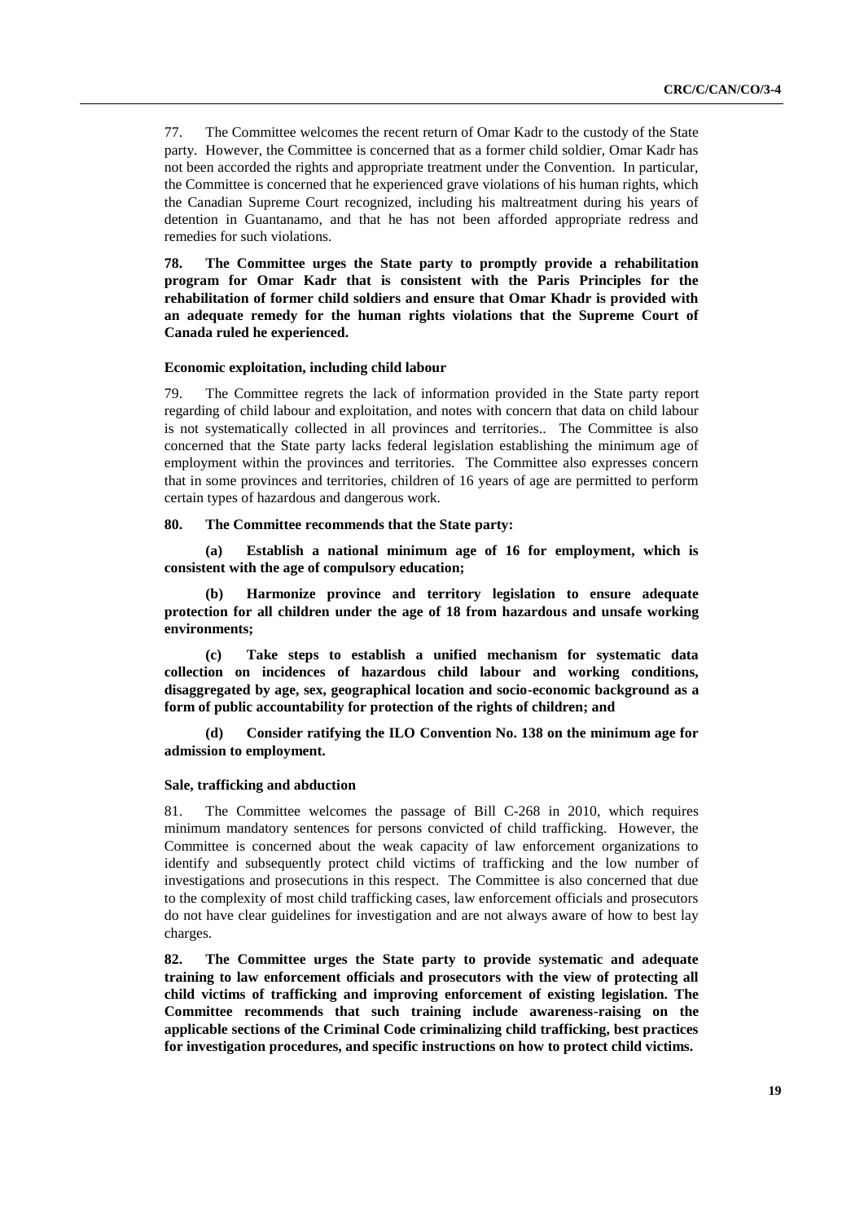77. The Committee welcomes the recent return of Omar Kadr to the custody of the State party. However, the Committee is concerned that as a former child soldier, Omar Kadr has not been accorded the rights and appropriate treatment under the Convention. In particular, the Committee is concerned that he experienced grave violations of his human rights, which the Canadian Supreme Court recognized, including his maltreatment during his years of detention in Guantanamo, and that he has not been afforded appropriate redress and remedies for such violations.

**78. The Committee urges the State party to promptly provide a rehabilitation program for Omar Kadr that is consistent with the Paris Principles for the rehabilitation of former child soldiers and ensure that Omar Khadr is provided with an adequate remedy for the human rights violations that the Supreme Court of Canada ruled he experienced.**

#### Economic exploitation, including child labour

79. The Committee regrets the lack of information provided in the State party report regarding of child labour and exploitation, and notes with concern that data on child labour is not systematically collected in all provinces and territories.. The Committee is also concerned that the State party lacks federal legislation establishing the minimum age of employment within the provinces and territories. The Committee also expresses concern that in some provinces and territories, children of 16 years of age are permitted to perform certain types of hazardous and dangerous work.

**80. The Committee recommends that the State party:**

**(a) Establish a national minimum age of 16 for employment, which is consistent with the age of compulsory education;**

**(b) Harmonize province and territory legislation to ensure adequate protection for all children under the age of 18 from hazardous and unsafe working environments;**

**(c) Take steps to establish a unified mechanism for systematic data collection on incidences of hazardous child labour and working conditions, disaggregated by age, sex, geographical location and socio-economic background as a form of public accountability for protection of the rights of children; and**

**(d) Consider ratifying the ILO Convention No. 138 on the minimum age for admission to employment.**

#### Sale, trafficking and abduction

81. The Committee welcomes the passage of Bill C-268 in 2010, which requires minimum mandatory sentences for persons convicted of child trafficking. However, the Committee is concerned about the weak capacity of law enforcement organizations to identify and subsequently protect child victims of trafficking and the low number of investigations and prosecutions in this respect. The Committee is also concerned that due to the complexity of most child trafficking cases, law enforcement officials and prosecutors do not have clear guidelines for investigation and are not always aware of how to best lay charges.

**82. The Committee urges the State party to provide systematic and adequate training to law enforcement officials and prosecutors with the view of protecting all child victims of trafficking and improving enforcement of existing legislation. The Committee recommends that such training include awareness-raising on the applicable sections of the Criminal Code criminalizing child trafficking, best practices for investigation procedures, and specific instructions on how to protect child victims.**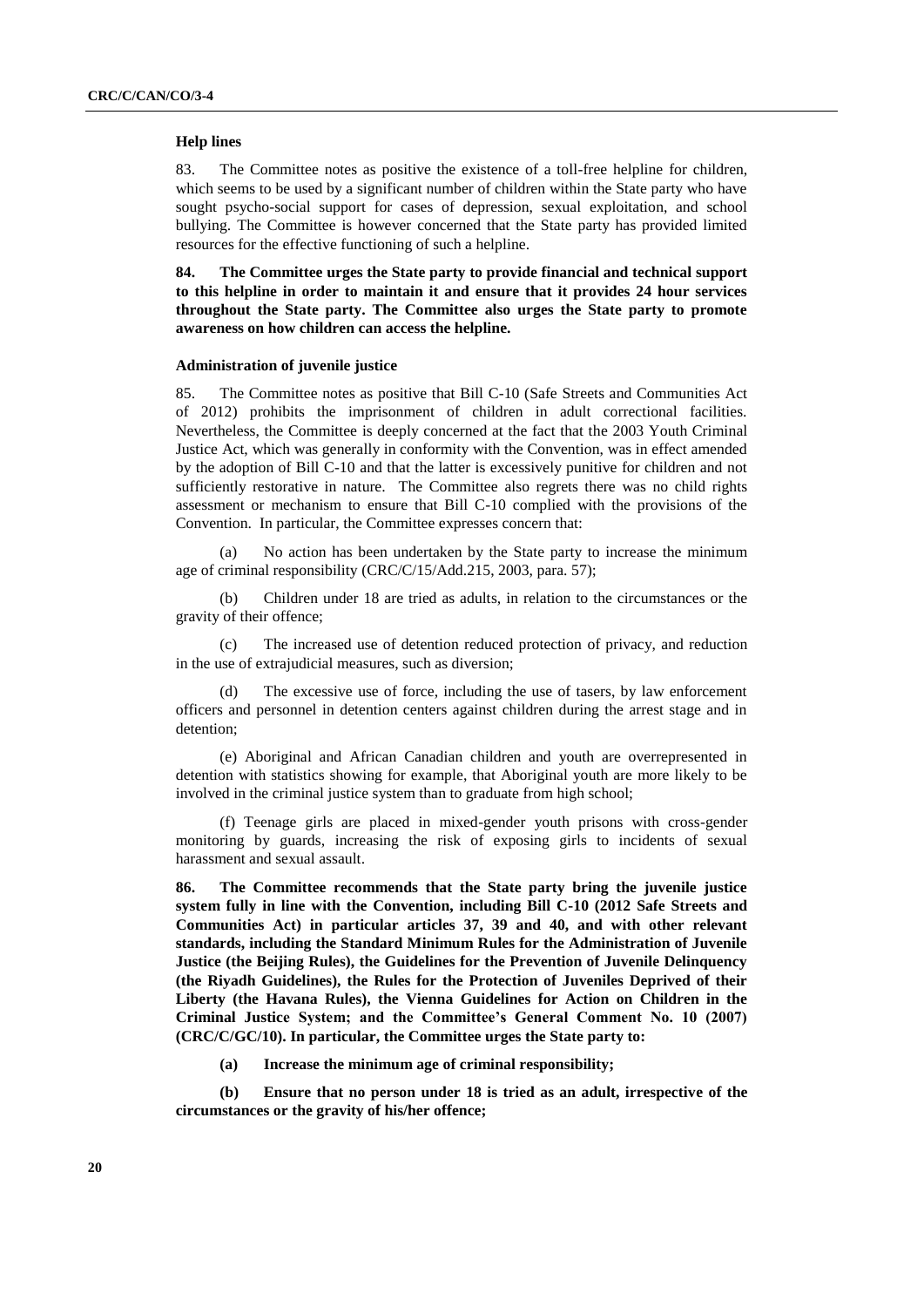### Help lines

83. The Committee notes as positive the existence of a toll-free helpline for children, which seems to be used by a significant number of children within the State party who have sought psycho-social support for cases of depression, sexual exploitation, and school bullying. The Committee is however concerned that the State party has provided limited resources for the effective functioning of such a helpline.

**84. The Committee urges the State party to provide financial and technical support to this helpline in order to maintain it and ensure that it provides 24 hour services throughout the State party. The Committee also urges the State party to promote awareness on how children can access the helpline.**

### Administration of juvenile justice

85. The Committee notes as positive that Bill C-10 (Safe Streets and Communities Act of 2012) prohibits the imprisonment of children in adult correctional facilities. Nevertheless, the Committee is deeply concerned at the fact that the 2003 Youth Criminal Justice Act, which was generally in conformity with the Convention, was in effect amended by the adoption of Bill C-10 and that the latter is excessively punitive for children and not sufficiently restorative in nature. The Committee also regrets there was no child rights assessment or mechanism to ensure that Bill C-10 complied with the provisions of the Convention. In particular, the Committee expresses concern that:

(a) No action has been undertaken by the State party to increase the minimum age of criminal responsibility (CRC/C/15/Add.215, 2003, para. 57);

(b) Children under 18 are tried as adults, in relation to the circumstances or the gravity of their offence;

(c) The increased use of detention reduced protection of privacy, and reduction in the use of extrajudicial measures, such as diversion;

(d) The excessive use of force, including the use of tasers, by law enforcement officers and personnel in detention centers against children during the arrest stage and in detention;

(e) Aboriginal and African Canadian children and youth are overrepresented in detention with statistics showing for example, that Aboriginal youth are more likely to be involved in the criminal justice system than to graduate from high school;

(f) Teenage girls are placed in mixed-gender youth prisons with cross-gender monitoring by guards, increasing the risk of exposing girls to incidents of sexual harassment and sexual assault.

**86. The Committee recommends that the State party bring the juvenile justice system fully in line with the Convention, including Bill C-10 (2012 Safe Streets and Communities Act) in particular articles 37, 39 and 40, and with other relevant standards, including the Standard Minimum Rules for the Administration of Juvenile Justice (the Beijing Rules), the Guidelines for the Prevention of Juvenile Delinquency (the Riyadh Guidelines), the Rules for the Protection of Juveniles Deprived of their Liberty (the Havana Rules), the Vienna Guidelines for Action on Children in the Criminal Justice System; and the Committee's General Comment No. 10 (2007) (CRC/C/GC/10). In particular, the Committee urges the State party to:**

**(a) Increase the minimum age of criminal responsibility;**

**(b) Ensure that no person under 18 is tried as an adult, irrespective of the circumstances or the gravity of his/her offence;**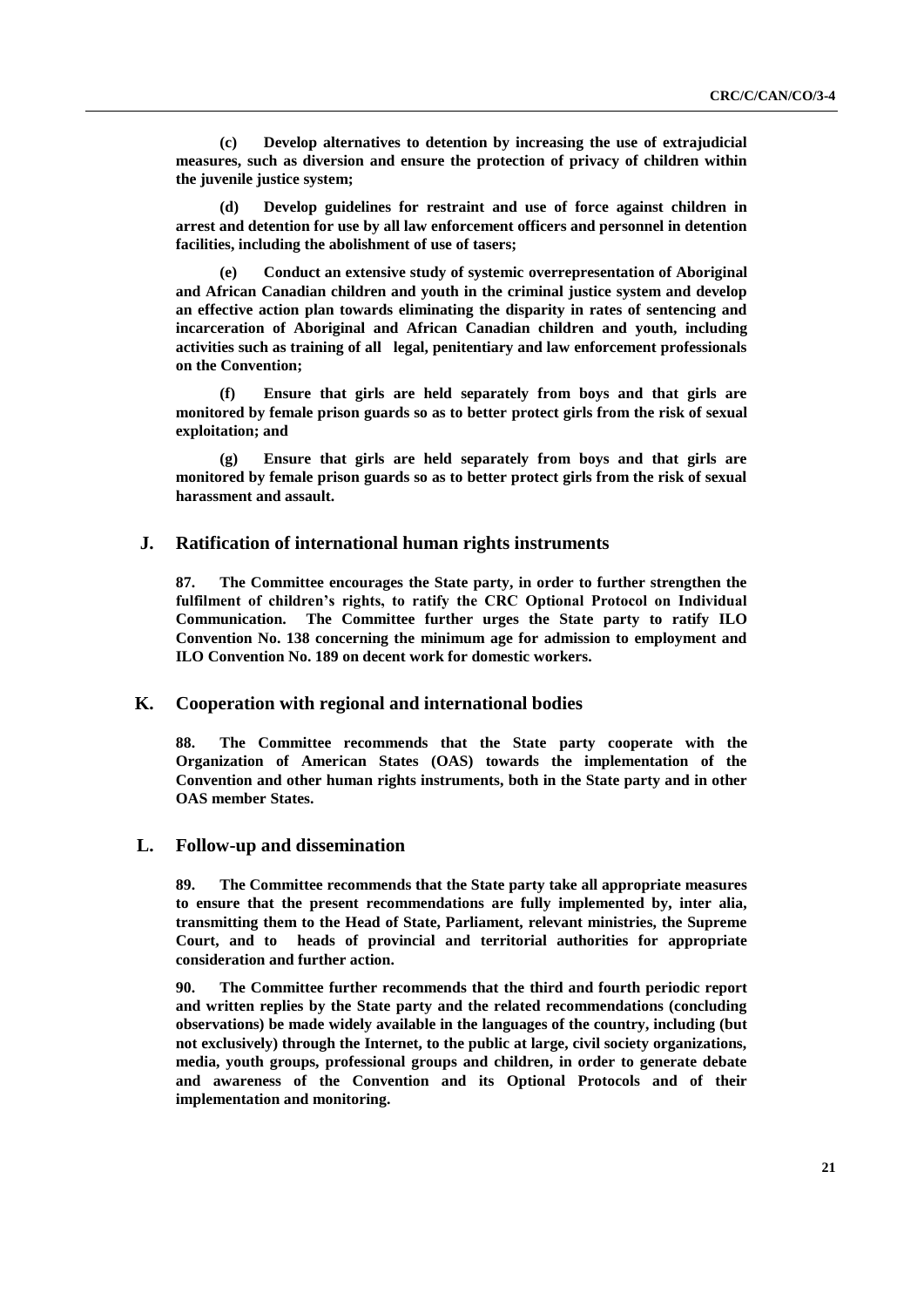**(c) Develop alternatives to detention by increasing the use of extrajudicial measures, such as diversion and ensure the protection of privacy of children within the juvenile justice system;**

**(d) Develop guidelines for restraint and use of force against children in arrest and detention for use by all law enforcement officers and personnel in detention facilities, including the abolishment of use of tasers;**

**(e) Conduct an extensive study of systemic overrepresentation of Aboriginal and African Canadian children and youth in the criminal justice system and develop an effective action plan towards eliminating the disparity in rates of sentencing and incarceration of Aboriginal and African Canadian children and youth, including activities such as training of all legal, penitentiary and law enforcement professionals on the Convention;**

**(f) Ensure that girls are held separately from boys and that girls are monitored by female prison guards so as to better protect girls from the risk of sexual exploitation; and**

**(g) Ensure that girls are held separately from boys and that girls are monitored by female prison guards so as to better protect girls from the risk of sexual harassment and assault.**

## J. Ratification of international human rights instruments

**87. The Committee encourages the State party, in order to further strengthen the fulfilment of children's rights, to ratify the CRC Optional Protocol on Individual Communication. The Committee further urges the State party to ratify ILO Convention No. 138 concerning the minimum age for admission to employment and ILO Convention No. 189 on decent work for domestic workers.**

## K. Cooperation with regional and international bodies

**88. The Committee recommends that the State party cooperate with the Organization of American States (OAS) towards the implementation of the Convention and other human rights instruments, both in the State party and in other OAS member States.**

## L. Follow-up and dissemination

**89. The Committee recommends that the State party take all appropriate measures to ensure that the present recommendations are fully implemented by, inter alia, transmitting them to the Head of State, Parliament, relevant ministries, the Supreme Court, and to heads of provincial and territorial authorities for appropriate consideration and further action.**

**90. The Committee further recommends that the third and fourth periodic report and written replies by the State party and the related recommendations (concluding observations) be made widely available in the languages of the country, including (but not exclusively) through the Internet, to the public at large, civil society organizations, media, youth groups, professional groups and children, in order to generate debate and awareness of the Convention and its Optional Protocols and of their implementation and monitoring.**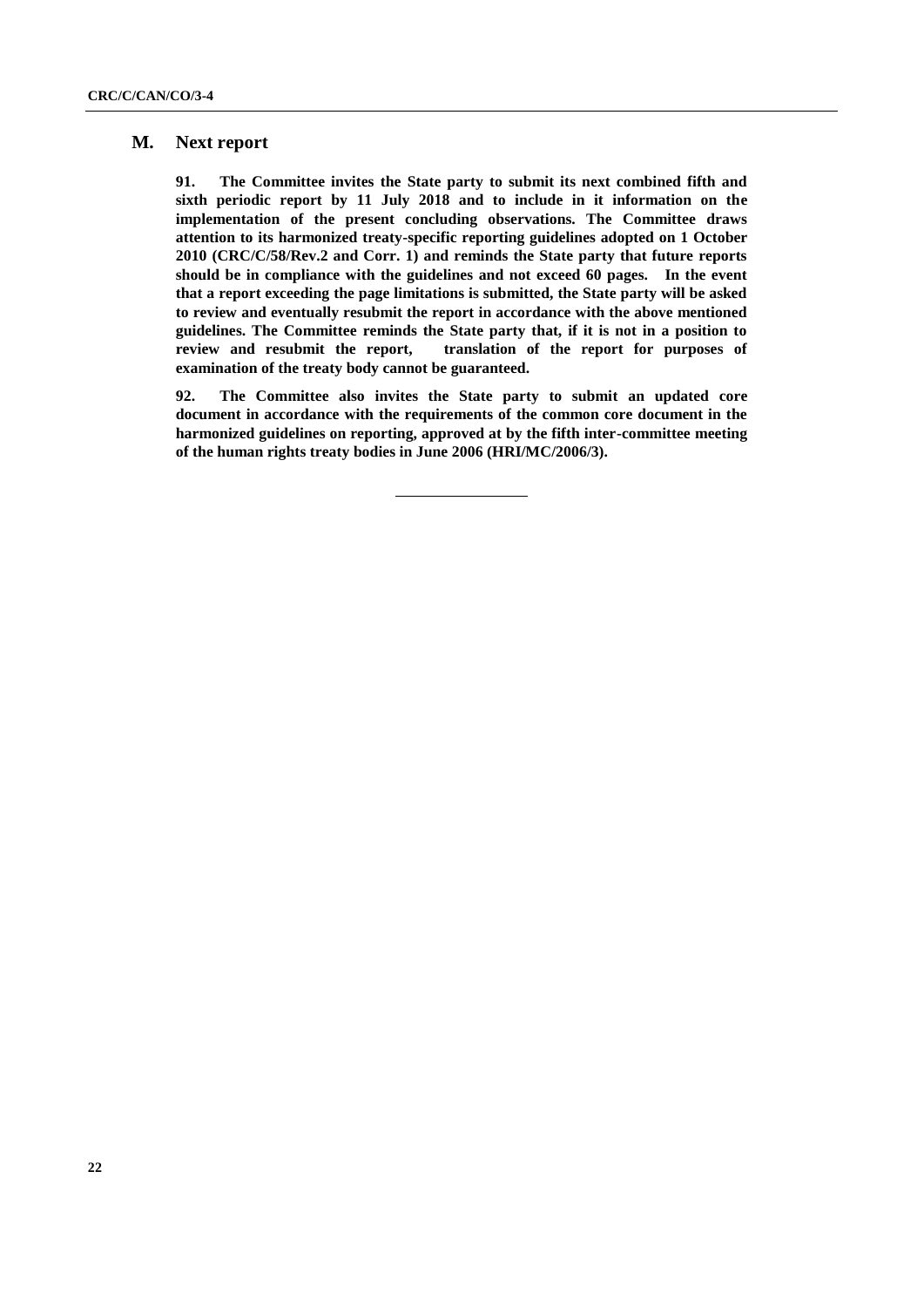## M. Next report

**91. The Committee invites the State party to submit its next combined fifth and sixth periodic report by 11 July 2018 and to include in it information on the implementation of the present concluding observations. The Committee draws attention to its harmonized treaty-specific reporting guidelines adopted on 1 October 2010 (CRC/C/58/Rev.2 and Corr. 1) and reminds the State party that future reports should be in compliance with the guidelines and not exceed 60 pages. In the event that a report exceeding the page limitations is submitted, the State party will be asked to review and eventually resubmit the report in accordance with the above mentioned guidelines. The Committee reminds the State party that, if it is not in a position to review and resubmit the report, translation of the report for purposes of examination of the treaty body cannot be guaranteed.**

**92. The Committee also invites the State party to submit an updated core document in accordance with the requirements of the common core document in the harmonized guidelines on reporting, approved at by the fifth inter-committee meeting of the human rights treaty bodies in June 2006 (HRI/MC/2006/3).**